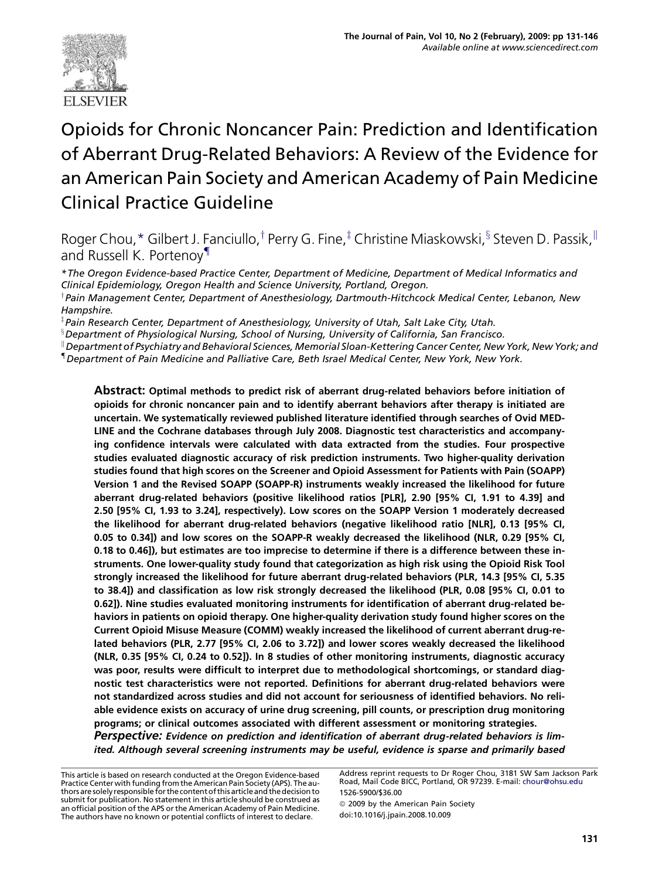# Opioids for Chronic Noncancer Pain: Prediction and Identification of Aberrant Drug-Related Behaviors: A Review of the Evidence for an American Pain Society and American Academy of Pain Medicine Clinical Practice Guideline

Roger Chou,* Gilbert J. Fanciullo,[†] Perry G. Fine,[‡] Christine Miaskowski,[§] Steven D. Passik,[‖] and Russell K. Portenoy[¶]

*\*The Oregon Evidence-based Practice Center, Department of Medicine, Department of Medical Informatics and Clinical Epidemiology, Oregon Health and Science University, Portland, Oregon.*

*[†] Pain Management Center, Department of Anesthesiology, Dartmouth-Hitchcock Medical Center, Lebanon, New Hampshire.*

*[‡] Pain Research Center, Department of Anesthesiology, University of Utah, Salt Lake City, Utah.*

*[§] Department of Physiological Nursing, School of Nursing, University of California, San Francisco.*

*[‖] Department of Psychiatry and Behavioral Sciences, Memorial Sloan-Kettering Cancer Center, New York, New York; and*

*[¶] Department of Pain Medicine and Palliative Care, Beth Israel Medical Center, New York, New York.*

**Abstract: Optimal methods to predict risk of aberrant drug-related behaviors before initiation of opioids for chronic noncancer pain and to identify aberrant behaviors after therapy is initiated are uncertain. We systematically reviewed published literature identified through searches of Ovid MEDLINE and the Cochrane databases through July 2008. Diagnostic test characteristics and accompanying confidence intervals were calculated with data extracted from the studies. Four prospective studies evaluated diagnostic accuracy of risk prediction instruments. Two higher-quality derivation studies found that high scores on the Screener and Opioid Assessment for Patients with Pain (SOAPP) Version 1 and the Revised SOAPP (SOAPP-R) instruments weakly increased the likelihood for future aberrant drug-related behaviors (positive likelihood ratios [PLR], 2.90 [95% CI, 1.91 to 4.39] and 2.50 [95% CI, 1.93 to 3.24], respectively). Low scores on the SOAPP Version 1 moderately decreased the likelihood for aberrant drug-related behaviors (negative likelihood ratio [NLR], 0.13 [95% CI, 0.05 to 0.34]) and low scores on the SOAPP-R weakly decreased the likelihood (NLR, 0.29 [95% CI, 0.18 to 0.46]), but estimates are too imprecise to determine if there is a difference between these instruments. One lower-quality study found that categorization as high risk using the Opioid Risk Tool strongly increased the likelihood for future aberrant drug-related behaviors (PLR, 14.3 [95% CI, 5.35 to 38.4]) and classification as low risk strongly decreased the likelihood (PLR, 0.08 [95% CI, 0.01 to 0.62]). Nine studies evaluated monitoring instruments for identification of aberrant drug-related behaviors in patients on opioid therapy. One higher-quality derivation study found higher scores on the Current Opioid Misuse Measure (COMM) weakly increased the likelihood of current aberrant drug-related behaviors (PLR, 2.77 [95% CI, 2.06 to 3.72]) and lower scores weakly decreased the likelihood (NLR, 0.35 [95% CI, 0.24 to 0.52]). In 8 studies of other monitoring instruments, diagnostic accuracy was poor, results were difficult to interpret due to methodological shortcomings, or standard diagnostic test characteristics were not reported. Definitions for aberrant drug-related behaviors were not standardized across studies and did not account for seriousness of identified behaviors. No reliable evidence exists on accuracy of urine drug screening, pill counts, or prescription drug monitoring programs; or clinical outcomes associated with different assessment or monitoring strategies.**

***Perspective:** Evidence on prediction and identification of aberrant drug-related behaviors is limited. Although several screening instruments may be useful, evidence is sparse and primarily based*

This article is based on research conducted at the Oregon Evidence-based Practice Center with funding from the American Pain Society (APS). The authors are solely responsible for the content of this article and the decision to submit for publication. No statement in this article should be construed as an official position of the APS or the American Academy of Pain Medicine. The authors have no known or potential conflicts of interest to declare.

Address reprint requests to Dr Roger Chou, 3181 SW Sam Jackson Park Road, Mail Code BICC, Portland, OR 97239. E-mail: chour@ohsu.edu

1526-5900/$36.00

© 2009 by the American Pain Society

doi:10.1016/j.jpain.2008.10.009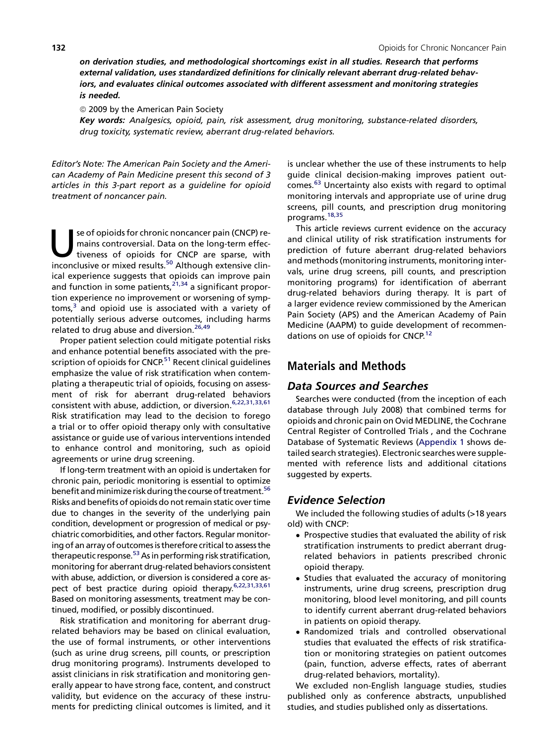***on derivation studies, and methodological shortcomings exist in all studies. Research that performs external validation, uses standardized definitions for clinically relevant aberrant drug-related behaviors, and evaluates clinical outcomes associated with different assessment and monitoring strategies is needed.***

© 2009 by the American Pain Society

***Key words:*** *Analgesics, opioid, pain, risk assessment, drug monitoring, substance-related disorders, drug toxicity, systematic review, aberrant drug-related behaviors.*

*Editor's Note: The American Pain Society and the American Academy of Pain Medicine present this second of 3 articles in this 3-part report as a guideline for opioid treatment of noncancer pain.*

Use of opioids for chronic noncancer pain (CNCP) remains controversial. Data on the long-term effectiveness of opioids for CNCP are sparse, with inconclusive or mixed results.[50] Although extensive clinical experience suggests that opioids can improve pain and function in some patients,[21,34] a significant proportion experience no improvement or worsening of symptoms,[3] and opioid use is associated with a variety of potentially serious adverse outcomes, including harms related to drug abuse and diversion.[26,49]

Proper patient selection could mitigate potential risks and enhance potential benefits associated with the prescription of opioids for CNCP.[51] Recent clinical guidelines emphasize the value of risk stratification when contemplating a therapeutic trial of opioids, focusing on assessment of risk for aberrant drug-related behaviors consistent with abuse, addiction, or diversion.[6,22,31,33,61] Risk stratification may lead to the decision to forego a trial or to offer opioid therapy only with consultative assistance or guide use of various interventions intended to enhance control and monitoring, such as opioid agreements or urine drug screening.

If long-term treatment with an opioid is undertaken for chronic pain, periodic monitoring is essential to optimize benefit and minimize risk during the course of treatment.[56] Risks and benefits of opioids do not remain static over time due to changes in the severity of the underlying pain condition, development or progression of medical or psychiatric comorbidities, and other factors. Regular monitoring of an array of outcomes is therefore critical to assess the therapeutic response.[53] As in performing risk stratification, monitoring for aberrant drug-related behaviors consistent with abuse, addiction, or diversion is considered a core aspect of best practice during opioid therapy.[6,22,31,33,61] Based on monitoring assessments, treatment may be continued, modified, or possibly discontinued.

Risk stratification and monitoring for aberrant drug-related behaviors may be based on clinical evaluation, the use of formal instruments, or other interventions (such as urine drug screens, pill counts, or prescription drug monitoring programs). Instruments developed to assist clinicians in risk stratification and monitoring generally appear to have strong face, content, and construct validity, but evidence on the accuracy of these instruments for predicting clinical outcomes is limited, and it is unclear whether the use of these instruments to help guide clinical decision-making improves patient outcomes.[63] Uncertainty also exists with regard to optimal monitoring intervals and appropriate use of urine drug screens, pill counts, and prescription drug monitoring programs.[18,35]

This article reviews current evidence on the accuracy and clinical utility of risk stratification instruments for prediction of future aberrant drug-related behaviors and methods (monitoring instruments, monitoring intervals, urine drug screens, pill counts, and prescription monitoring programs) for identification of aberrant drug-related behaviors during therapy. It is part of a larger evidence review commissioned by the American Pain Society (APS) and the American Academy of Pain Medicine (AAPM) to guide development of recommendations on use of opioids for CNCP.[12]

## Materials and Methods

### *Data Sources and Searches*

Searches were conducted (from the inception of each database through July 2008) that combined terms for opioids and chronic pain on Ovid MEDLINE, the Cochrane Central Register of Controlled Trials , and the Cochrane Database of Systematic Reviews (Appendix 1 shows detailed search strategies). Electronic searches were supplemented with reference lists and additional citations suggested by experts.

### *Evidence Selection*

We included the following studies of adults (>18 years old) with CNCP:

- Prospective studies that evaluated the ability of risk stratification instruments to predict aberrant drug-related behaviors in patients prescribed chronic opioid therapy.
- Studies that evaluated the accuracy of monitoring instruments, urine drug screens, prescription drug monitoring, blood level monitoring, and pill counts to identify current aberrant drug-related behaviors in patients on opioid therapy.
- Randomized trials and controlled observational studies that evaluated the effects of risk stratification or monitoring strategies on patient outcomes (pain, function, adverse effects, rates of aberrant drug-related behaviors, mortality).

We excluded non-English language studies, studies published only as conference abstracts, unpublished studies, and studies published only as dissertations.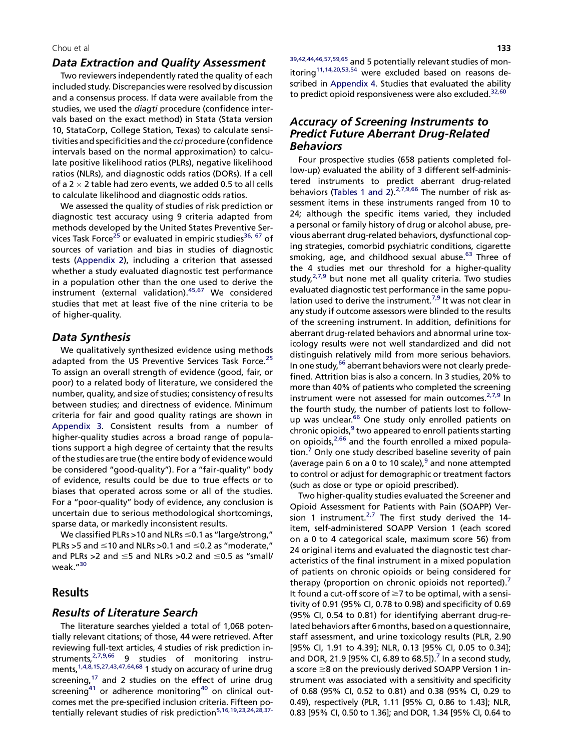### Data Extraction and Quality Assessment

Two reviewers independently rated the quality of each included study. Discrepancies were resolved by discussion and a consensus process. If data were available from the studies, we used the *diagti* procedure (confidence intervals based on the exact method) in Stata (Stata version 10, StataCorp, College Station, Texas) to calculate sensitivities and specificities and the *cci* procedure (confidence intervals based on the normal approximation) to calculate positive likelihood ratios (PLRs), negative likelihood ratios (NLRs), and diagnostic odds ratios (DORs). If a cell of a 2 × 2 table had zero events, we added 0.5 to all cells to calculate likelihood and diagnostic odds ratios.

We assessed the quality of studies of risk prediction or diagnostic test accuracy using 9 criteria adapted from methods developed by the United States Preventive Services Task Force[25] or evaluated in empiric studies[36, 67] of sources of variation and bias in studies of diagnostic tests (Appendix 2), including a criterion that assessed whether a study evaluated diagnostic test performance in a population other than the one used to derive the instrument (external validation).[45,67] We considered studies that met at least five of the nine criteria to be of higher-quality.

### Data Synthesis

We qualitatively synthesized evidence using methods adapted from the US Preventive Services Task Force.[25] To assign an overall strength of evidence (good, fair, or poor) to a related body of literature, we considered the number, quality, and size of studies; consistency of results between studies; and directness of evidence. Minimum criteria for fair and good quality ratings are shown in Appendix 3. Consistent results from a number of higher-quality studies across a broad range of populations support a high degree of certainty that the results of the studies are true (the entire body of evidence would be considered "good-quality"). For a "fair-quality" body of evidence, results could be due to true effects or to biases that operated across some or all of the studies. For a "poor-quality" body of evidence, any conclusion is uncertain due to serious methodological shortcomings, sparse data, or markedly inconsistent results.

We classified PLRs >10 and NLRs ≤0.1 as "large/strong," PLRs >5 and ≤10 and NLRs >0.1 and ≤0.2 as "moderate," and PLRs >2 and ≤5 and NLRs >0.2 and ≤0.5 as "small/weak."[30]

## Results

### Results of Literature Search

The literature searches yielded a total of 1,068 potentially relevant citations; of those, 44 were retrieved. After reviewing full-text articles, 4 studies of risk prediction instruments,[2,7,9,66] 9 studies of monitoring instruments,[1,4,8,15,27,43,47,64,68] 1 study on accuracy of urine drug screening,[17] and 2 studies on the effect of urine drug screening[41] or adherence monitoring[40] on clinical outcomes met the pre-specified inclusion criteria. Fifteen potentially relevant studies of risk prediction[5,16,19,23,24,28,37-39,42,44,46,57,59,65] and 5 potentially relevant studies of monitoring[11,14,20,53,54] were excluded based on reasons described in Appendix 4. Studies that evaluated the ability to predict opioid responsiveness were also excluded.[32,60]

### Accuracy of Screening Instruments to Predict Future Aberrant Drug-Related Behaviors

Four prospective studies (658 patients completed follow-up) evaluated the ability of 3 different self-administered instruments to predict aberrant drug-related behaviors (Tables 1 and 2).[2,7,9,66] The number of risk assessment items in these instruments ranged from 10 to 24; although the specific items varied, they included a personal or family history of drug or alcohol abuse, previous aberrant drug-related behaviors, dysfunctional coping strategies, comorbid psychiatric conditions, cigarette smoking, age, and childhood sexual abuse.[63] Three of the 4 studies met our threshold for a higher-quality study,[2,7,9] but none met all quality criteria. Two studies evaluated diagnostic test performance in the same population used to derive the instrument.[7,9] It was not clear in any study if outcome assessors were blinded to the results of the screening instrument. In addition, definitions for aberrant drug-related behaviors and abnormal urine toxicology results were not well standardized and did not distinguish relatively mild from more serious behaviors. In one study,[66] aberrant behaviors were not clearly predefined. Attrition bias is also a concern. In 3 studies, 20% to more than 40% of patients who completed the screening instrument were not assessed for main outcomes.[2,7,9] In the fourth study, the number of patients lost to follow-up was unclear.[66] One study only enrolled patients on chronic opioids,[9] two appeared to enroll patients starting on opioids,[2,66] and the fourth enrolled a mixed population.[7] Only one study described baseline severity of pain (average pain 6 on a 0 to 10 scale),[9] and none attempted to control or adjust for demographic or treatment factors (such as dose or type or opioid prescribed).

Two higher-quality studies evaluated the Screener and Opioid Assessment for Patients with Pain (SOAPP) Version 1 instrument.[2,7] The first study derived the 14-item, self-administered SOAPP Version 1 (each scored on a 0 to 4 categorical scale, maximum score 56) from 24 original items and evaluated the diagnostic test characteristics of the final instrument in a mixed population of patients on chronic opioids or being considered for therapy (proportion on chronic opioids not reported).[7] It found a cut-off score of ≥7 to be optimal, with a sensitivity of 0.91 (95% CI, 0.78 to 0.98) and specificity of 0.69 (95% CI, 0.54 to 0.81) for identifying aberrant drug-related behaviors after 6 months, based on a questionnaire, staff assessment, and urine toxicology results (PLR, 2.90 [95% CI, 1.91 to 4.39]; NLR, 0.13 [95% CI, 0.05 to 0.34]; and DOR, 21.9 [95% CI, 6.89 to 68.5]).[7] In a second study, a score ≥8 on the previously derived SOAPP Version 1 instrument was associated with a sensitivity and specificity of 0.68 (95% CI, 0.52 to 0.81) and 0.38 (95% CI, 0.29 to 0.49), respectively (PLR, 1.11 [95% CI, 0.86 to 1.43]; NLR, 0.83 [95% CI, 0.50 to 1.36]; and DOR, 1.34 [95% CI, 0.64 to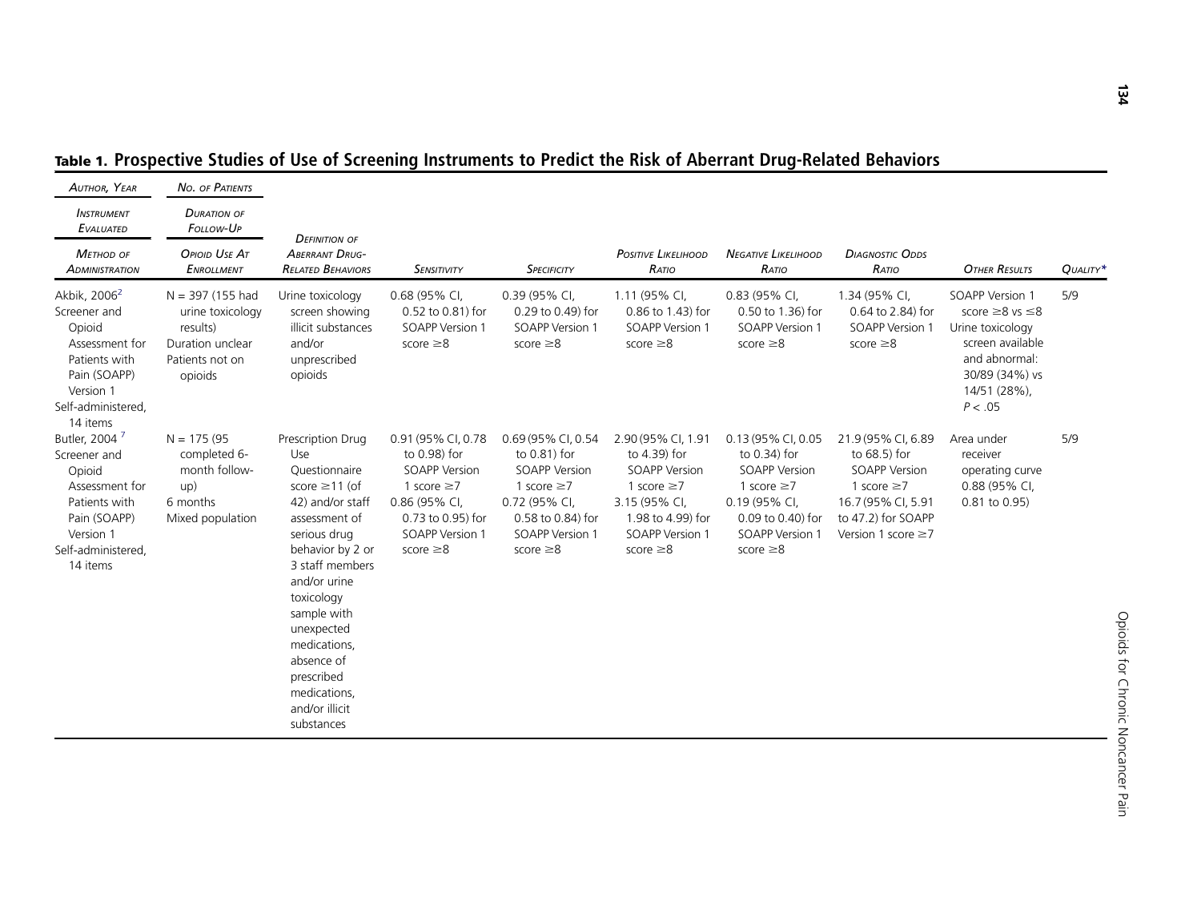**Table 1. Prospective Studies of Use of Screening Instruments to Predict the Risk of Aberrant Drug-Related Behaviors**

| Author, Year / Instrument Evaluated / Method of Administration | No. of Patients / Duration of Follow-Up / Opioid Use At Enrollment | Definition of Aberrant Drug-Related Behaviors | Sensitivity | Specificity | Positive Likelihood Ratio | Negative Likelihood Ratio | Diagnostic Odds Ratio | Other Results | Quality* |
|---|---|---|---|---|---|---|---|---|---|
| Akbik, 2006[2] Screener and Opioid Assessment for Patients with Pain (SOAPP) Version 1 Self-administered, 14 items | N = 397 (155 had urine toxicology results) Duration unclear Patients not on opioids | Urine toxicology screen showing illicit substances and/or unprescribed opioids | 0.68 (95% CI, 0.52 to 0.81) for SOAPP Version 1 score ≥8 | 0.39 (95% CI, 0.29 to 0.49) for SOAPP Version 1 score ≥8 | 1.11 (95% CI, 0.86 to 1.43) for SOAPP Version 1 score ≥8 | 0.83 (95% CI, 0.50 to 1.36) for SOAPP Version 1 score ≥8 | 1.34 (95% CI, 0.64 to 2.84) for SOAPP Version 1 score ≥8 | SOAPP Version 1 score ≥8 vs ≤8 Urine toxicology screen available and abnormal: 30/89 (34%) vs 14/51 (28%), $P < .05$ | 5/9 |
| Butler, 2004[7] Screener and Opioid Assessment for Patients with Pain (SOAPP) Version 1 Self-administered, 14 items | N = 175 (95 completed 6-month follow-up) 6 months Mixed population | Prescription Drug Use Questionnaire score ≥11 (of 42) and/or staff assessment of serious drug behavior by 2 or 3 staff members and/or urine toxicology sample with unexpected medications, absence of prescribed medications, and/or illicit substances | 0.91 (95% CI, 0.78 to 0.98) for SOAPP Version 1 score ≥7 0.86 (95% CI, 0.73 to 0.95) for SOAPP Version 1 score ≥8 | 0.69 (95% CI, 0.54 to 0.81) for SOAPP Version 1 score ≥7 0.72 (95% CI, 0.58 to 0.84) for SOAPP Version 1 score ≥8 | 2.90 (95% CI, 1.91 to 4.39) for SOAPP Version 1 score ≥7 3.15 (95% CI, 1.98 to 4.99) for SOAPP Version 1 score ≥8 | 0.13 (95% CI, 0.05 to 0.34) for SOAPP Version 1 score ≥7 0.19 (95% CI, 0.09 to 0.40) for SOAPP Version 1 score ≥8 | 21.9 (95% CI, 6.89 to 68.5) for SOAPP Version 1 score ≥7 16.7 (95% CI, 5.91 to 47.2) for SOAPP Version 1 score ≥7 | Area under receiver operating curve 0.88 (95% CI, 0.81 to 0.95) | 5/9 |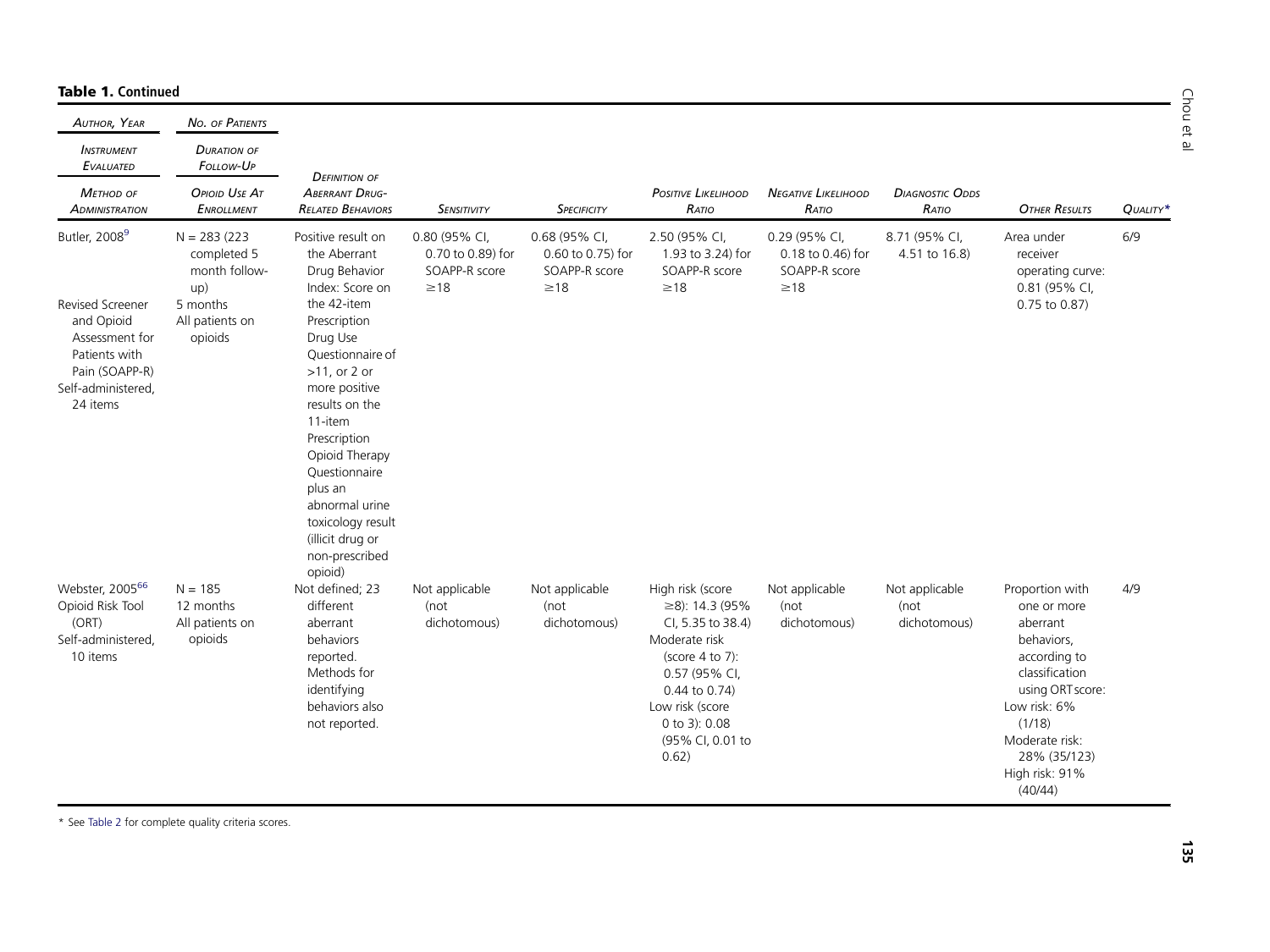**Table 1. Continued**

| Author, Year / Instrument Evaluated / Method of Administration | No. of Patients / Duration of Follow-Up / Opioid Use At Enrollment | Definition of Aberrant Drug-Related Behaviors | Sensitivity | Specificity | Positive Likelihood Ratio | Negative Likelihood Ratio | Diagnostic Odds Ratio | Other Results | Quality* |
|---|---|---|---|---|---|---|---|---|---|
| Butler, 2008[9] Revised Screener and Opioid Assessment for Patients with Pain (SOAPP-R) Self-administered, 24 items | N = 283 (223 completed 5 month follow-up) 5 months All patients on opioids | Positive result on the Aberrant Drug Behavior Index: Score on the 42-item Prescription Drug Use Questionnaire of >11, or 2 or more positive results on the 11-item Prescription Opioid Therapy Questionnaire plus an abnormal urine toxicology result (illicit drug or non-prescribed opioid) | 0.80 (95% CI, 0.70 to 0.89) for SOAPP-R score ≥18 | 0.68 (95% CI, 0.60 to 0.75) for SOAPP-R score ≥18 | 2.50 (95% CI, 1.93 to 3.24) for SOAPP-R score ≥18 | 0.29 (95% CI, 0.18 to 0.46) for SOAPP-R score ≥18 | 8.71 (95% CI, 4.51 to 16.8) | Area under receiver operating curve: 0.81 (95% CI, 0.75 to 0.87) | 6/9 |
| Webster, 2005[66] Opioid Risk Tool (ORT) Self-administered, 10 items | N = 185 12 months All patients on opioids | Not defined; 23 different aberrant behaviors reported. Methods for identifying behaviors also not reported. | Not applicable (not dichotomous) | Not applicable (not dichotomous) | High risk (score ≥8): 14.3 (95% CI, 5.35 to 38.4) Moderate risk (score 4 to 7): 0.57 (95% CI, 0.44 to 0.74) Low risk (score 0 to 3): 0.08 (95% CI, 0.01 to 0.62) | Not applicable (not dichotomous) | Not applicable (not dichotomous) | Proportion with one or more aberrant behaviors, according to classification using ORT score: Low risk: 6% (1/18) Moderate risk: 28% (35/123) High risk: 91% (40/44) | 4/9 |

\* See Table 2 for complete quality criteria scores.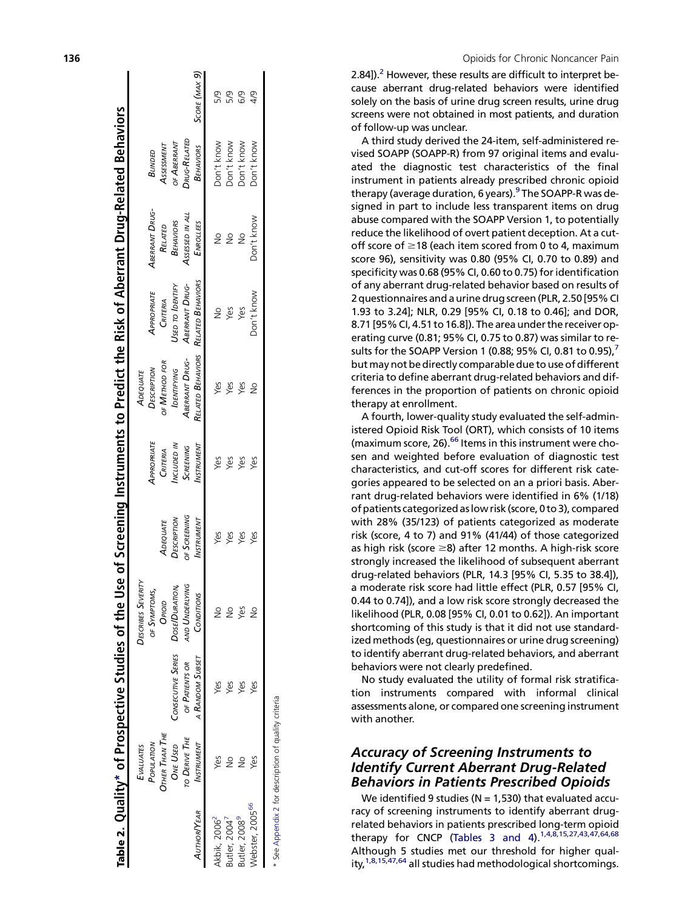**Table 2. Quality* of Prospective Studies of the Use of Screening Instruments to Predict the Risk of Aberrant Drug-Related Behaviors**

| Author/Year | Evaluates Population Other Than The One Used to Derive The Instrument | Consecutive Series of Patients or a Random Subset | Describes Severity of Symptoms, Opioid Dose/Duration, and Underlying Conditions | Adequate Description of Screening Instrument | Appropriate Criteria Included in Screening Instrument | Adequate Description of Method for Identifying Aberrant Drug-Related Behaviors | Appropriate Criteria Used to Identify Aberrant Drug-Related Behaviors | Aberrant Drug-Related Behaviors Assessed in All Enrollees | Blinded Assessment of Aberrant Drug-Related Behaviors | Score (max 9) |
|---|---|---|---|---|---|---|---|---|---|---|
| Akbik, 2006[2] | Yes | Yes | No | Yes | Yes | Yes | No | No | Don't know | 5/9 |
| Butler, 2004[7] | No | Yes | No | Yes | Yes | Yes | Yes | No | Don't know | 5/9 |
| Butler, 2008[9] | No | Yes | Yes | Yes | Yes | Yes | Yes | No | Don't know | 6/9 |
| Webster, 2005[66] | Yes | Yes | No | Yes | Yes | No | Don't know | Don't know | Don't know | 4/9 |

* See Appendix 2 for description of quality criteria

2.84]).[2] However, these results are difficult to interpret because aberrant drug-related behaviors were identified solely on the basis of urine drug screen results, urine drug screens were not obtained in most patients, and duration of follow-up was unclear.

A third study derived the 24-item, self-administered revised SOAPP (SOAPP-R) from 97 original items and evaluated the diagnostic test characteristics of the final instrument in patients already prescribed chronic opioid therapy (average duration, 6 years).[9] The SOAPP-R was designed in part to include less transparent items on drug abuse compared with the SOAPP Version 1, to potentially reduce the likelihood of overt patient deception. At a cut-off score of ≥18 (each item scored from 0 to 4, maximum score 96), sensitivity was 0.80 (95% CI, 0.70 to 0.89) and specificity was 0.68 (95% CI, 0.60 to 0.75) for identification of any aberrant drug-related behavior based on results of 2 questionnaires and a urine drug screen (PLR, 2.50 [95% CI 1.93 to 3.24]; NLR, 0.29 [95% CI, 0.18 to 0.46]; and DOR, 8.71 [95% CI, 4.51 to 16.8]). The area under the receiver operating curve (0.81; 95% CI, 0.75 to 0.87) was similar to results for the SOAPP Version 1 (0.88; 95% CI, 0.81 to 0.95),[7] but may not be directly comparable due to use of different criteria to define aberrant drug-related behaviors and differences in the proportion of patients on chronic opioid therapy at enrollment.

A fourth, lower-quality study evaluated the self-administered Opioid Risk Tool (ORT), which consists of 10 items (maximum score, 26).[66] Items in this instrument were chosen and weighted before evaluation of diagnostic test characteristics, and cut-off scores for different risk categories appeared to be selected on an a priori basis. Aberrant drug-related behaviors were identified in 6% (1/18) of patients categorized as low risk (score, 0 to 3), compared with 28% (35/123) of patients categorized as moderate risk (score, 4 to 7) and 91% (41/44) of those categorized as high risk (score ≥8) after 12 months. A high-risk score strongly increased the likelihood of subsequent aberrant drug-related behaviors (PLR, 14.3 [95% CI, 5.35 to 38.4]), a moderate risk score had little effect (PLR, 0.57 [95% CI, 0.44 to 0.74]), and a low risk score strongly decreased the likelihood (PLR, 0.08 [95% CI, 0.01 to 0.62]). An important shortcoming of this study is that it did not use standardized methods (eg, questionnaires or urine drug screening) to identify aberrant drug-related behaviors, and aberrant behaviors were not clearly predefined.

No study evaluated the utility of formal risk stratification instruments compared with informal clinical assessments alone, or compared one screening instrument with another.

## Accuracy of Screening Instruments to Identify Current Aberrant Drug-Related Behaviors in Patients Prescribed Opioids

We identified 9 studies (N = 1,530) that evaluated accuracy of screening instruments to identify aberrant drug-related behaviors in patients prescribed long-term opioid therapy for CNCP (Tables 3 and 4).[1,4,8,15,27,43,47,64,68] Although 5 studies met our threshold for higher quality,[1,8,15,47,64] all studies had methodological shortcomings.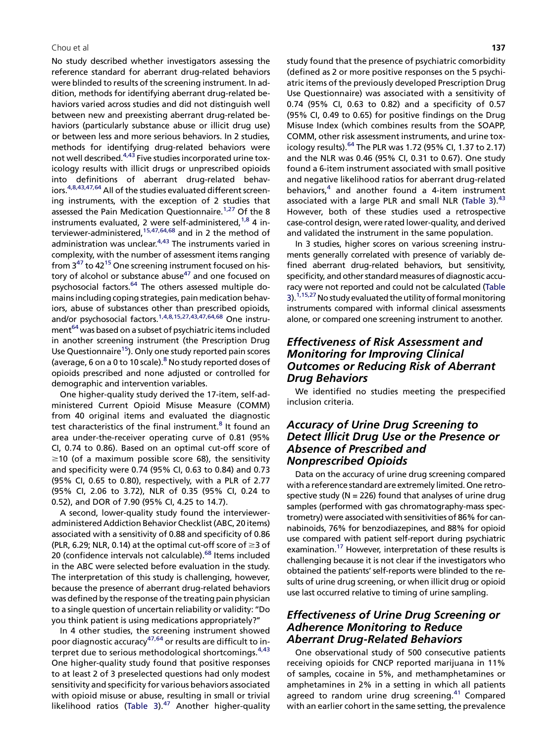No study described whether investigators assessing the reference standard for aberrant drug-related behaviors were blinded to results of the screening instrument. In addition, methods for identifying aberrant drug-related behaviors varied across studies and did not distinguish well between new and preexisting aberrant drug-related behaviors (particularly substance abuse or illicit drug use) or between less and more serious behaviors. In 2 studies, methods for identifying drug-related behaviors were not well described.[4,43] Five studies incorporated urine toxicology results with illicit drugs or unprescribed opioids into definitions of aberrant drug-related behaviors.[4,8,43,47,64] All of the studies evaluated different screening instruments, with the exception of 2 studies that assessed the Pain Medication Questionnaire.[1,27] Of the 8 instruments evaluated, 2 were self-administered,[1,8] 4 interviewer-administered,[15,47,64,68] and in 2 the method of administration was unclear.[4,43] The instruments varied in complexity, with the number of assessment items ranging from 3[47] to 42[15] One screening instrument focused on history of alcohol or substance abuse[47] and one focused on psychosocial factors.[64] The others assessed multiple domains including coping strategies, pain medication behaviors, abuse of substances other than prescribed opioids, and/or psychosocial factors.[1,4,8,15,27,43,47,64,68] One instrument[64] was based on a subset of psychiatric items included in another screening instrument (the Prescription Drug Use Questionnaire[15]). Only one study reported pain scores (average, 6 on a 0 to 10 scale).[8] No study reported doses of opioids prescribed and none adjusted or controlled for demographic and intervention variables.

One higher-quality study derived the 17-item, self-administered Current Opioid Misuse Measure (COMM) from 40 original items and evaluated the diagnostic test characteristics of the final instrument.[8] It found an area under-the-receiver operating curve of 0.81 (95% CI, 0.74 to 0.86). Based on an optimal cut-off score of $\geq$10 (of a maximum possible score 68), the sensitivity and specificity were 0.74 (95% CI, 0.63 to 0.84) and 0.73 (95% CI, 0.65 to 0.80), respectively, with a PLR of 2.77 (95% CI, 2.06 to 3.72), NLR of 0.35 (95% CI, 0.24 to 0.52), and DOR of 7.90 (95% CI, 4.25 to 14.7).

A second, lower-quality study found the interviewer-administered Addiction Behavior Checklist (ABC, 20 items) associated with a sensitivity of 0.88 and specificity of 0.86 (PLR, 6.29; NLR, 0.14) at the optimal cut-off score of $\geq$3 of 20 (confidence intervals not calculable).[68] Items included in the ABC were selected before evaluation in the study. The interpretation of this study is challenging, however, because the presence of aberrant drug-related behaviors was defined by the response of the treating pain physician to a single question of uncertain reliability or validity: "Do you think patient is using medications appropriately?"

In 4 other studies, the screening instrument showed poor diagnostic accuracy[47,64] or results are difficult to interpret due to serious methodological shortcomings.[4,43] One higher-quality study found that positive responses to at least 2 of 3 preselected questions had only modest sensitivity and specificity for various behaviors associated with opioid misuse or abuse, resulting in small or trivial likelihood ratios (Table 3).[47] Another higher-quality study found that the presence of psychiatric comorbidity (defined as 2 or more positive responses on the 5 psychiatric items of the previously developed Prescription Drug Use Questionnaire) was associated with a sensitivity of 0.74 (95% CI, 0.63 to 0.82) and a specificity of 0.57 (95% CI, 0.49 to 0.65) for positive findings on the Drug Misuse Index (which combines results from the SOAPP, COMM, other risk assessment instruments, and urine toxicology results).[64] The PLR was 1.72 (95% CI, 1.37 to 2.17) and the NLR was 0.46 (95% CI, 0.31 to 0.67). One study found a 6-item instrument associated with small positive and negative likelihood ratios for aberrant drug-related behaviors,[4] and another found a 4-item instrument associated with a large PLR and small NLR (Table 3).[43] However, both of these studies used a retrospective case-control design, were rated lower-quality, and derived and validated the instrument in the same population.

In 3 studies, higher scores on various screening instruments generally correlated with presence of variably defined aberrant drug-related behaviors, but sensitivity, specificity, and other standard measures of diagnostic accuracy were not reported and could not be calculated (Table 3).[1,15,27] No study evaluated the utility of formal monitoring instruments compared with informal clinical assessments alone, or compared one screening instrument to another.

## Effectiveness of Risk Assessment and Monitoring for Improving Clinical Outcomes or Reducing Risk of Aberrant Drug Behaviors

We identified no studies meeting the prespecified inclusion criteria.

## Accuracy of Urine Drug Screening to Detect Illicit Drug Use or the Presence or Absence of Prescribed and Nonprescribed Opioids

Data on the accuracy of urine drug screening compared with a reference standard are extremely limited. One retrospective study (N = 226) found that analyses of urine drug samples (performed with gas chromatography-mass spectrometry) were associated with sensitivities of 86% for cannabinoids, 76% for benzodiazepines, and 88% for opioid use compared with patient self-report during psychiatric examination.[17] However, interpretation of these results is challenging because it is not clear if the investigators who obtained the patients' self-reports were blinded to the results of urine drug screening, or when illicit drug or opioid use last occurred relative to timing of urine sampling.

## Effectiveness of Urine Drug Screening or Adherence Monitoring to Reduce Aberrant Drug-Related Behaviors

One observational study of 500 consecutive patients receiving opioids for CNCP reported marijuana in 11% of samples, cocaine in 5%, and methamphetamines or amphetamines in 2% in a setting in which all patients agreed to random urine drug screening.[41] Compared with an earlier cohort in the same setting, the prevalence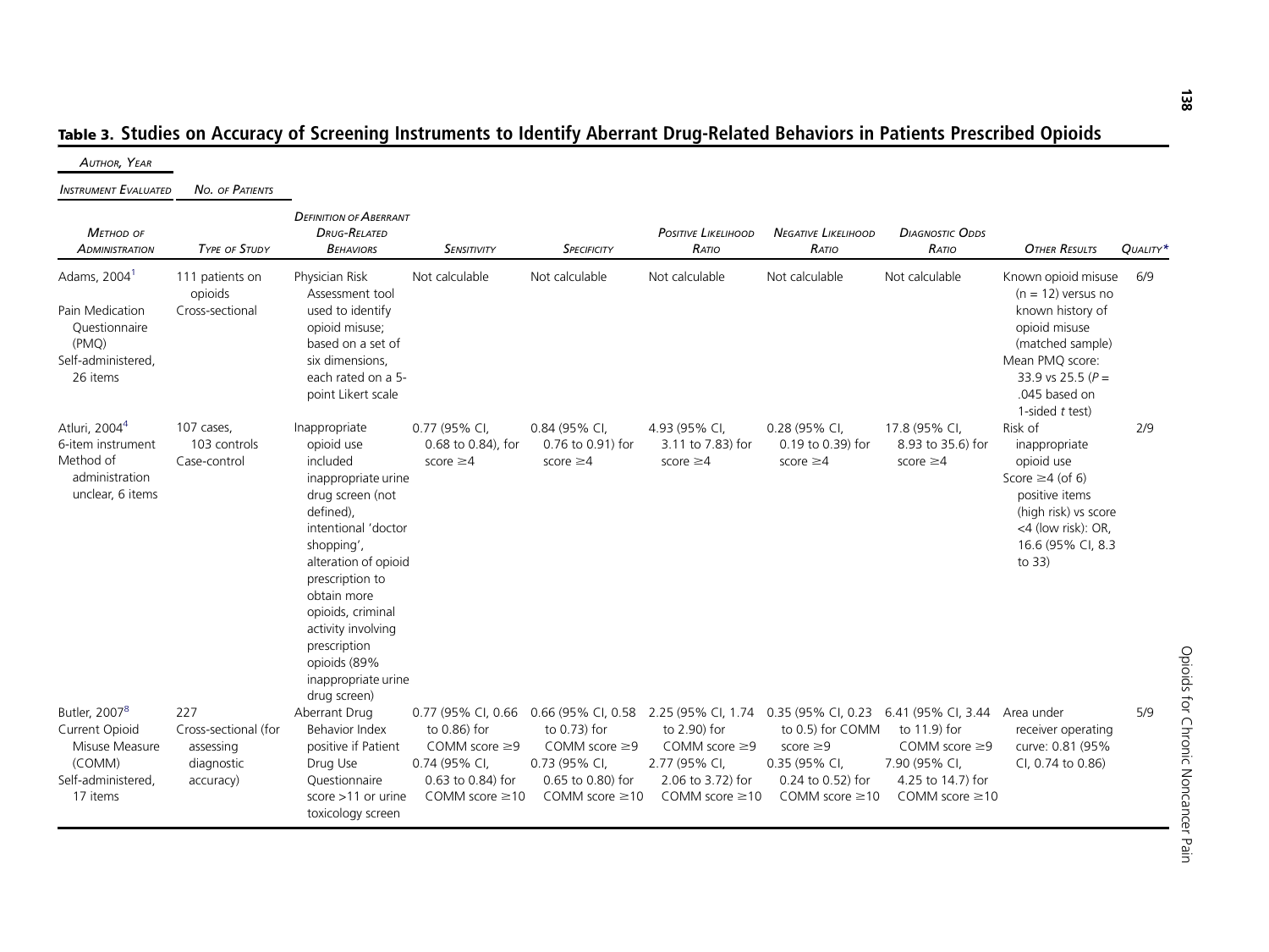## Table 3. Studies on Accuracy of Screening Instruments to Identify Aberrant Drug-Related Behaviors in Patients Prescribed Opioids

| *Author, Year* / *Instrument Evaluated* / *Method of Administration* | *No. of Patients* / *Type of Study* | *Definition of Aberrant Drug-Related Behaviors* | *Sensitivity* | *Specificity* | *Positive Likelihood Ratio* | *Negative Likelihood Ratio* | *Diagnostic Odds Ratio* | *Other Results* | *Quality** |
|---|---|---|---|---|---|---|---|---|---|
| Adams, 2004[1] Pain Medication Questionnaire (PMQ) Self-administered, 26 items | 111 patients on opioids Cross-sectional | Physician Risk Assessment tool used to identify opioid misuse; based on a set of six dimensions, each rated on a 5-point Likert scale | Not calculable | Not calculable | Not calculable | Not calculable | Not calculable | Known opioid misuse (n = 12) versus no known history of opioid misuse (matched sample) Mean PMQ score: 33.9 vs 25.5 ($P$ = .045 based on 1-sided $t$ test) | 6/9 |
| Atluri, 2004[4] 6-item instrument Method of administration unclear, 6 items | 107 cases, 103 controls Case-control | Inappropriate opioid use included inappropriate urine drug screen (not defined), intentional 'doctor shopping', alteration of opioid prescription to obtain more opioids, criminal activity involving prescription opioids (89% inappropriate urine drug screen) | 0.77 (95% CI, 0.68 to 0.84), for score ≥4 | 0.84 (95% CI, 0.76 to 0.91) for score ≥4 | 4.93 (95% CI, 3.11 to 7.83) for score ≥4 | 0.28 (95% CI, 0.19 to 0.39) for score ≥4 | 17.8 (95% CI, 8.93 to 35.6) for score ≥4 | Risk of inappropriate opioid use Score ≥4 (of 6) positive items (high risk) vs score <4 (low risk): OR, 16.6 (95% CI, 8.3 to 33) | 2/9 |
| Butler, 2007[8] Current Opioid Misuse Measure (COMM) Self-administered, 17 items | 227 Cross-sectional (for assessing diagnostic accuracy) | Aberrant Drug Behavior Index positive if Patient Drug Use Questionnaire score >11 or urine toxicology screen | 0.77 (95% CI, 0.66 to 0.86) for COMM score ≥9 0.74 (95% CI, 0.63 to 0.84) for COMM score ≥10 | 0.66 (95% CI, 0.58 to 0.73) for COMM score ≥9 0.73 (95% CI, 0.65 to 0.80) for COMM score ≥10 | 2.25 (95% CI, 1.74 to 2.90) for COMM score ≥9 2.77 (95% CI, 2.06 to 3.72) for COMM score ≥10 | 0.35 (95% CI, 0.23 to 0.5) for COMM score ≥9 0.35 (95% CI, 0.24 to 0.52) for COMM score ≥10 | 6.41 (95% CI, 3.44 to 11.9) for COMM score ≥9 7.90 (95% CI, 4.25 to 14.7) for COMM score ≥10 | Area under receiver operating curve: 0.81 (95% CI, 0.74 to 0.86) | 5/9 |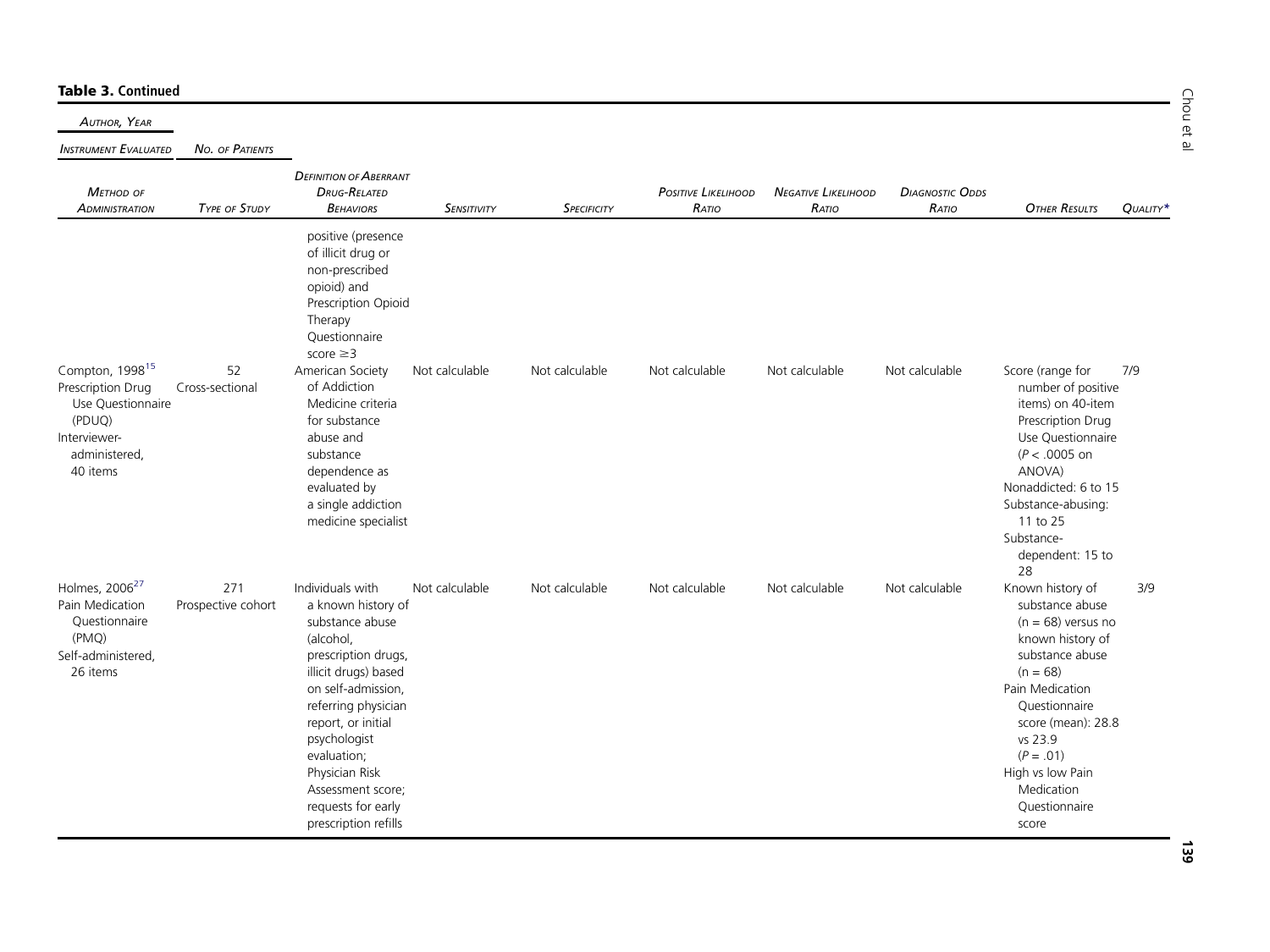**Table 3. Continued**

| Author, Year / Instrument Evaluated / Method of Administration | No. of Patients / Type of Study | Definition of Aberrant Drug-Related Behaviors | Sensitivity | Specificity | Positive Likelihood Ratio | Negative Likelihood Ratio | Diagnostic Odds Ratio | Other Results | Quality* |
|---|---|---|---|---|---|---|---|---|---|
| | | positive (presence of illicit drug or non-prescribed opioid) and Prescription Opioid Therapy Questionnaire score ≥3 | | | | | | | |
| Compton, 1998[15] Prescription Drug Use Questionnaire (PDUQ) Interviewer-administered, 40 items | 52 Cross-sectional | American Society of Addiction Medicine criteria for substance abuse and substance dependence as evaluated by a single addiction medicine specialist | Not calculable | Not calculable | Not calculable | Not calculable | Not calculable | Score (range for number of positive items) on 40-item Prescription Drug Use Questionnaire ($P < .0005$ on ANOVA) Nonaddicted: 6 to 15 Substance-abusing: 11 to 25 Substance-dependent: 15 to 28 | 7/9 |
| Holmes, 2006[27] Pain Medication Questionnaire (PMQ) Self-administered, 26 items | 271 Prospective cohort | Individuals with a known history of substance abuse (alcohol, prescription drugs, illicit drugs) based on self-admission, referring physician report, or initial psychologist evaluation; Physician Risk Assessment score; requests for early prescription refills | Not calculable | Not calculable | Not calculable | Not calculable | Not calculable | Known history of substance abuse (n = 68) versus no known history of substance abuse (n = 68) Pain Medication Questionnaire score (mean): 28.8 vs 23.9 ($P = .01$) High vs low Pain Medication Questionnaire score | 3/9 |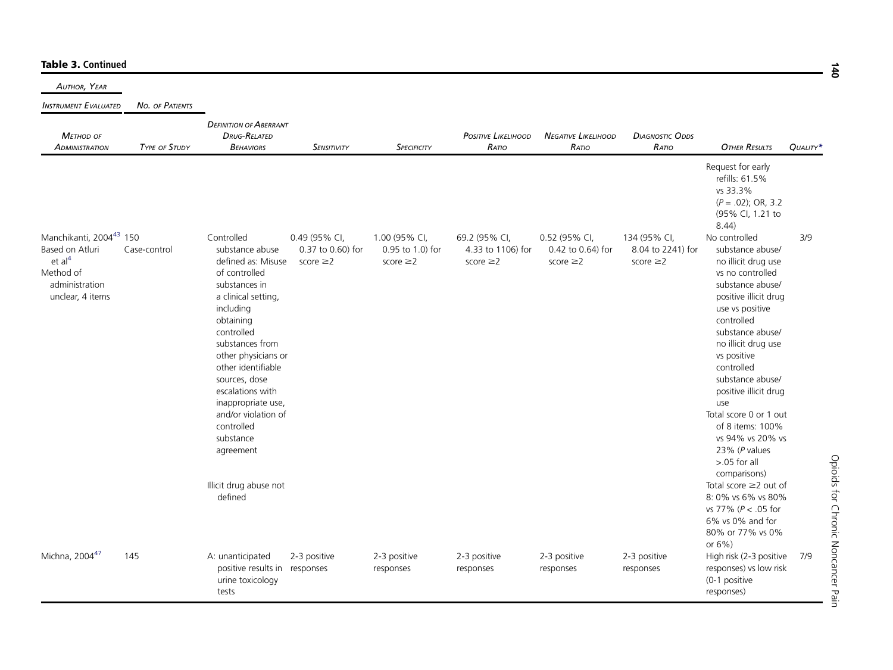**Table 3. Continued**

| Author, Year / Instrument Evaluated / Method of Administration | No. of Patients / Type of Study | Definition of Aberrant Drug-Related Behaviors | Sensitivity | Specificity | Positive Likelihood Ratio | Negative Likelihood Ratio | Diagnostic Odds Ratio | Other Results | Quality* |
|---|---|---|---|---|---|---|---|---|---|
| | | | | | | | | Request for early refills: 61.5% vs 33.3% ($P = .02$); OR, 3.2 (95% CI, 1.21 to 8.44) | |
| Manchikanti, 2004[43] Based on Atluri et al[4] Method of administration unclear, 4 items | 150 Case-control | Controlled substance abuse defined as: Misuse of controlled substances in a clinical setting, including obtaining controlled substances from other physicians or other identifiable sources, dose escalations with inappropriate use, and/or violation of controlled substance agreement<br><br>Illicit drug abuse not defined | 0.49 (95% CI, 0.37 to 0.60) for score ≥2 | 1.00 (95% CI, 0.95 to 1.0) for score ≥2 | 69.2 (95% CI, 4.33 to 1106) for score ≥2 | 0.52 (95% CI, 0.42 to 0.64) for score ≥2 | 134 (95% CI, 8.04 to 2241) for score ≥2 | No controlled substance abuse/ no illicit drug use vs no controlled substance abuse/ positive illicit drug use vs positive controlled substance abuse/ no illicit drug use vs positive controlled substance abuse/ positive illicit drug use<br>Total score 0 or 1 out of 8 items: 100% vs 94% vs 20% vs 23% ($P$ values >.05 for all comparisons)<br>Total score ≥2 out of 8: 0% vs 6% vs 80% vs 77% ($P < .05$ for 6% vs 0% and for 80% or 77% vs 0% or 6%) | 3/9 |
| Michna, 2004[47] | 145 | A: unanticipated positive results in urine toxicology tests | 2-3 positive responses | 2-3 positive responses | 2-3 positive responses | 2-3 positive responses | 2-3 positive responses | High risk (2-3 positive responses) vs low risk (0-1 positive responses) | 7/9 |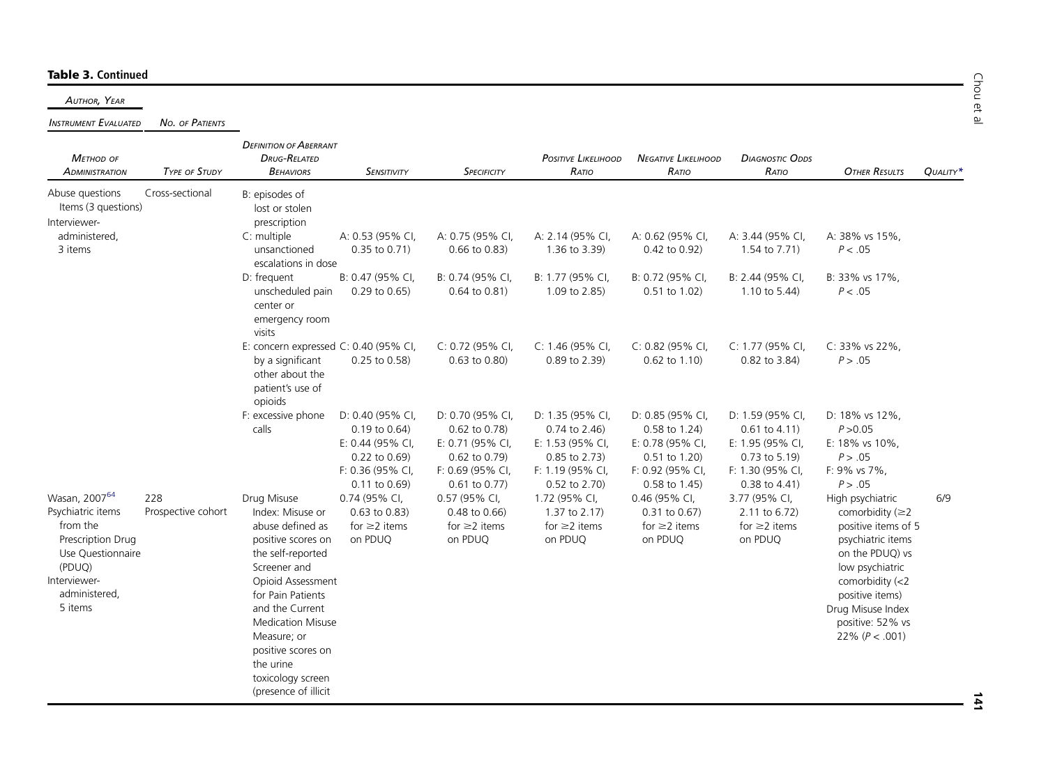**Table 3. Continued**

| *Author, Year* / *Instrument Evaluated* / *Method of Administration* | *No. of Patients* / *Type of Study* | *Definition of Aberrant Drug-Related Behaviors* | *Sensitivity* | *Specificity* | *Positive Likelihood Ratio* | *Negative Likelihood Ratio* | *Diagnostic Odds Ratio* | *Other Results* | *Quality** |
|---|---|---|---|---|---|---|---|---|---|
| Abuse questions Items (3 questions) Interviewer-administered, 3 items | Cross-sectional | B: episodes of lost or stolen prescription | | | | | | | |
| | | C: multiple unsanctioned escalations in dose | A: 0.53 (95% CI, 0.35 to 0.71) | A: 0.75 (95% CI, 0.66 to 0.83) | A: 2.14 (95% CI, 1.36 to 3.39) | A: 0.62 (95% CI, 0.42 to 0.92) | A: 3.44 (95% CI, 1.54 to 7.71) | A: 38% vs 15%, $P < .05$ | |
| | | D: frequent unscheduled pain center or emergency room visits | B: 0.47 (95% CI, 0.29 to 0.65) | B: 0.74 (95% CI, 0.64 to 0.81) | B: 1.77 (95% CI, 1.09 to 2.85) | B: 0.72 (95% CI, 0.51 to 1.02) | B: 2.44 (95% CI, 1.10 to 5.44) | B: 33% vs 17%, $P < .05$ | |
| | | E: concern expressed by a significant other about the patient's use of opioids | C: 0.40 (95% CI, 0.25 to 0.58) | C: 0.72 (95% CI, 0.63 to 0.80) | C: 1.46 (95% CI, 0.89 to 2.39) | C: 0.82 (95% CI, 0.62 to 1.10) | C: 1.77 (95% CI, 0.82 to 3.84) | C: 33% vs 22%, $P > .05$ | |
| | | F: excessive phone calls | D: 0.40 (95% CI, 0.19 to 0.64) E: 0.44 (95% CI, 0.22 to 0.69) F: 0.36 (95% CI, 0.11 to 0.69) | D: 0.70 (95% CI, 0.62 to 0.78) E: 0.71 (95% CI, 0.62 to 0.79) F: 0.69 (95% CI, 0.61 to 0.77) | D: 1.35 (95% CI, 0.74 to 2.46) E: 1.53 (95% CI, 0.85 to 2.73) F: 1.19 (95% CI, 0.52 to 2.70) | D: 0.85 (95% CI, 0.58 to 1.24) E: 0.78 (95% CI, 0.51 to 1.20) F: 0.92 (95% CI, 0.58 to 1.45) | D: 1.59 (95% CI, 0.61 to 4.11) E: 1.95 (95% CI, 0.73 to 5.19) F: 1.30 (95% CI, 0.38 to 4.41) | D: 18% vs 12%, $P > 0.05$ E: 18% vs 10%, $P > .05$ F: 9% vs 7%, $P > .05$ | |
| Wasan, 2007[64] Psychiatric items from the Prescription Drug Use Questionnaire (PDUQ) Interviewer-administered, 5 items | 228 Prospective cohort | Drug Misuse Index: Misuse or abuse defined as positive scores on the self-reported Screener and Opioid Assessment for Pain Patients and the Current Medication Misuse Measure; or positive scores on the urine toxicology screen (presence of illicit | 0.74 (95% CI, 0.63 to 0.83) for ≥2 items on PDUQ | 0.57 (95% CI, 0.48 to 0.66) for ≥2 items on PDUQ | 1.72 (95% CI, 1.37 to 2.17) for ≥2 items on PDUQ | 0.46 (95% CI, 0.31 to 0.67) for ≥2 items on PDUQ | 3.77 (95% CI, 2.11 to 6.72) for ≥2 items on PDUQ | High psychiatric comorbidity (≥2 positive items of 5 psychiatric items on the PDUQ) vs low psychiatric comorbidity (<2 positive items) Drug Misuse Index positive: 52% vs 22% ($P < .001$) | 6/9 |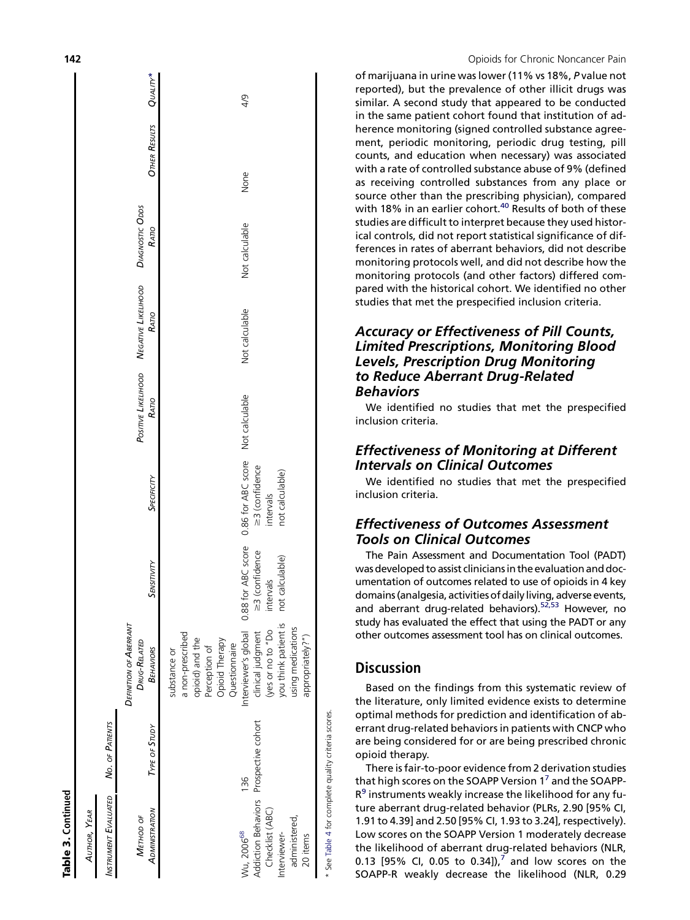**Table 3. Continued**

| Author, Year<br>Instrument Evaluated<br>Method of Administration | No. of Patients<br>Type of Study | Definition of Aberrant Drug-Related Behaviors | Sensitivity | Specificity | Positive Likelihood Ratio | Negative Likelihood Ratio | Diagnostic Odds Ratio | Other Results | Quality* |
|---|---|---|---|---|---|---|---|---|---|
| | | substance or a non-prescribed opioid) and the Perception of Opioid Therapy Questionnaire | | | | | | | |
| Wu, 2006[68]<br>Addiction Behaviors Checklist (ABC)<br>Interviewer-administered, 20 items | 136<br>Prospective cohort | Interviewer's global clinical judgment (yes or no to "Do you think patient is using medications appropriately?") | 0.88 for ABC score ≥3 (confidence intervals not calculable) | 0.86 for ABC score ≥3 (confidence intervals not calculable) | Not calculable | Not calculable | Not calculable | None | 4/9 |

* See Table 4 for complete quality criteria scores.

of marijuana in urine was lower (11% vs 18%, *P* value not reported), but the prevalence of other illicit drugs was similar. A second study that appeared to be conducted in the same patient cohort found that institution of adherence monitoring (signed controlled substance agreement, periodic monitoring, periodic drug testing, pill counts, and education when necessary) was associated with a rate of controlled substance abuse of 9% (defined as receiving controlled substances from any place or source other than the prescribing physician), compared with 18% in an earlier cohort.[40] Results of both of these studies are difficult to interpret because they used historical controls, did not report statistical significance of differences in rates of aberrant behaviors, did not describe monitoring protocols well, and did not describe how the monitoring protocols (and other factors) differed compared with the historical cohort. We identified no other studies that met the prespecified inclusion criteria.

### *Accuracy or Effectiveness of Pill Counts, Limited Prescriptions, Monitoring Blood Levels, Prescription Drug Monitoring to Reduce Aberrant Drug-Related Behaviors*

We identified no studies that met the prespecified inclusion criteria.

### *Effectiveness of Monitoring at Different Intervals on Clinical Outcomes*

We identified no studies that met the prespecified inclusion criteria.

### *Effectiveness of Outcomes Assessment Tools on Clinical Outcomes*

The Pain Assessment and Documentation Tool (PADT) was developed to assist clinicians in the evaluation and documentation of outcomes related to use of opioids in 4 key domains (analgesia, activities of daily living, adverse events, and aberrant drug-related behaviors).[52,53] However, no study has evaluated the effect that using the PADT or any other outcomes assessment tool has on clinical outcomes.

## Discussion

Based on the findings from this systematic review of the literature, only limited evidence exists to determine optimal methods for prediction and identification of aberrant drug-related behaviors in patients with CNCP who are being considered for or are being prescribed chronic opioid therapy.

There is fair-to-poor evidence from 2 derivation studies that high scores on the SOAPP Version 1[7] and the SOAPP-R[9] instruments weakly increase the likelihood for any future aberrant drug-related behavior (PLRs, 2.90 [95% CI, 1.91 to 4.39] and 2.50 [95% CI, 1.93 to 3.24], respectively). Low scores on the SOAPP Version 1 moderately decrease the likelihood of aberrant drug-related behaviors (NLR, 0.13 [95% CI, 0.05 to 0.34]),[7] and low scores on the SOAPP-R weakly decrease the likelihood (NLR, 0.29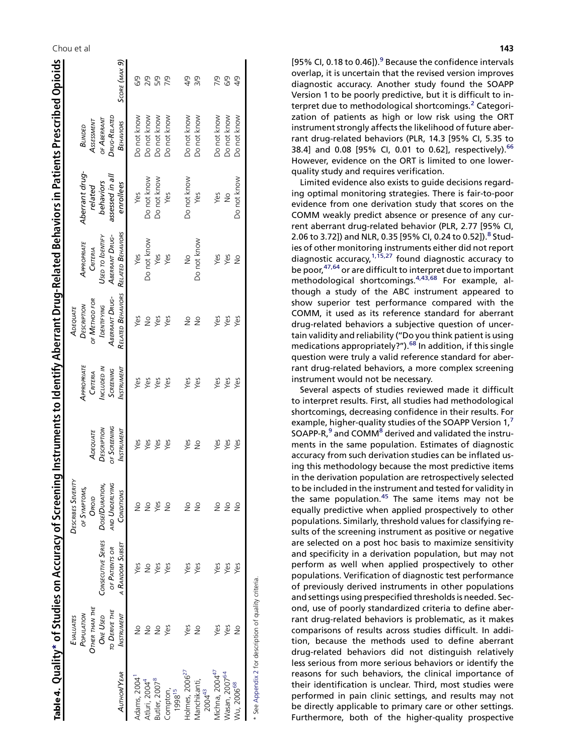**Table 4. Quality* of Studies on Accuracy of Screening Instruments to Identify Aberrant Drug-Related Behaviors in Patients Prescribed Opioids**

| Author/Year | Evaluates Population Other Than the One Used to Derive the Instrument | Consecutive Series of Patients or a Random Subset | Describes Severity of Symptoms, Opioid Dose/Duration, and Underlying Conditions | Adequate Description of Screening Instrument | Appropriate Criteria Included in Screening Instrument | Adequate Description of Method for Identifying Aberrant Drug-Related Behaviors | Appropriate Criteria Used to Identify Aberrant Drug-Related Behaviors | Aberrant drug-related behaviors assessed in all enrollees | Blinded Assessment of Aberrant Drug-Related Behaviors | Score (max 9) |
|---|---|---|---|---|---|---|---|---|---|---|
| Adams, 2004[1] | No | Yes | No | Yes | Yes | Yes | Yes | Yes | Do not know | 6/9 |
| Atluri, 2004[4] | No | No | No | Yes | Yes | No | Do not know | Do not know | Do not know | 2/9 |
| Butler, 2007[8] | No | Yes | Yes | Yes | Yes | Yes | Yes | Do not know | Do not know | 5/9 |
| Compton, 1998[15] | Yes | Yes | No | Yes | Yes | Yes | Yes | Yes | Do not know | 7/9 |
| Holmes, 2006[27] | Yes | Yes | No | Yes | Yes | No | No | Do not know | Do not know | 4/9 |
| Manchikanti, 2004[43] | No | Yes | No | No | Yes | No | Do not know | Yes | Do not know | 3/9 |
| Michna, 2004[47] | Yes | Yes | No | Yes | Yes | Yes | Yes | Yes | Do not know | 7/9 |
| Wasan, 2007[64] | Yes | Yes | No | Yes | Yes | Yes | Yes | No | Do not know | 6/9 |
| Wu, 2006[68] | No | Yes | No | Yes | Yes | Yes | No | Do not know | Do not know | 4/9 |

\* See Appendix 2 for description of quality criteria.

[95% CI, 0.18 to 0.46]).[9] Because the confidence intervals overlap, it is uncertain that the revised version improves diagnostic accuracy. Another study found the SOAPP Version 1 to be poorly predictive, but it is difficult to interpret due to methodological shortcomings.[2] Categorization of patients as high or low risk using the ORT instrument strongly affects the likelihood of future aberrant drug-related behaviors (PLR, 14.3 [95% CI, 5.35 to 38.4] and 0.08 [95% CI, 0.01 to 0.62], respectively).[66] However, evidence on the ORT is limited to one lower-quality study and requires verification.

Limited evidence also exists to guide decisions regarding optimal monitoring strategies. There is fair-to-poor evidence from one derivation study that scores on the COMM weakly predict absence or presence of any current aberrant drug-related behavior (PLR, 2.77 [95% CI, 2.06 to 3.72]) and NLR, 0.35 [95% CI, 0.24 to 0.52]).[8] Studies of other monitoring instruments either did not report diagnostic accuracy,[1,15,27] found diagnostic accuracy to be poor,[47,64] or are difficult to interpret due to important methodological shortcomings.[4,43,68] For example, although a study of the ABC instrument appeared to show superior test performance compared with the COMM, it used as its reference standard for aberrant drug-related behaviors a subjective question of uncertain validity and reliability ("Do you think patient is using medications appropriately?").[68] In addition, if this single question were truly a valid reference standard for aberrant drug-related behaviors, a more complex screening instrument would not be necessary.

Several aspects of studies reviewed made it difficult to interpret results. First, all studies had methodological shortcomings, decreasing confidence in their results. For example, higher-quality studies of the SOAPP Version 1,[7] SOAPP-R,[9] and COMM[8] derived and validated the instruments in the same population. Estimates of diagnostic accuracy from such derivation studies can be inflated using this methodology because the most predictive items in the derivation population are retrospectively selected to be included in the instrument and tested for validity in the same population.[45] The same items may not be equally predictive when applied prospectively to other populations. Similarly, threshold values for classifying results of the screening instrument as positive or negative are selected on a post hoc basis to maximize sensitivity and specificity in a derivation population, but may not perform as well when applied prospectively to other populations. Verification of diagnostic test performance of previously derived instruments in other populations and settings using prespecified thresholds is needed. Second, use of poorly standardized criteria to define aberrant drug-related behaviors is problematic, as it makes comparisons of results across studies difficult. In addition, because the methods used to define aberrant drug-related behaviors did not distinguish relatively less serious from more serious behaviors or identify the reasons for such behaviors, the clinical importance of their identification is unclear. Third, most studies were performed in pain clinic settings, and results may not be directly applicable to primary care or other settings. Furthermore, both of the higher-quality prospective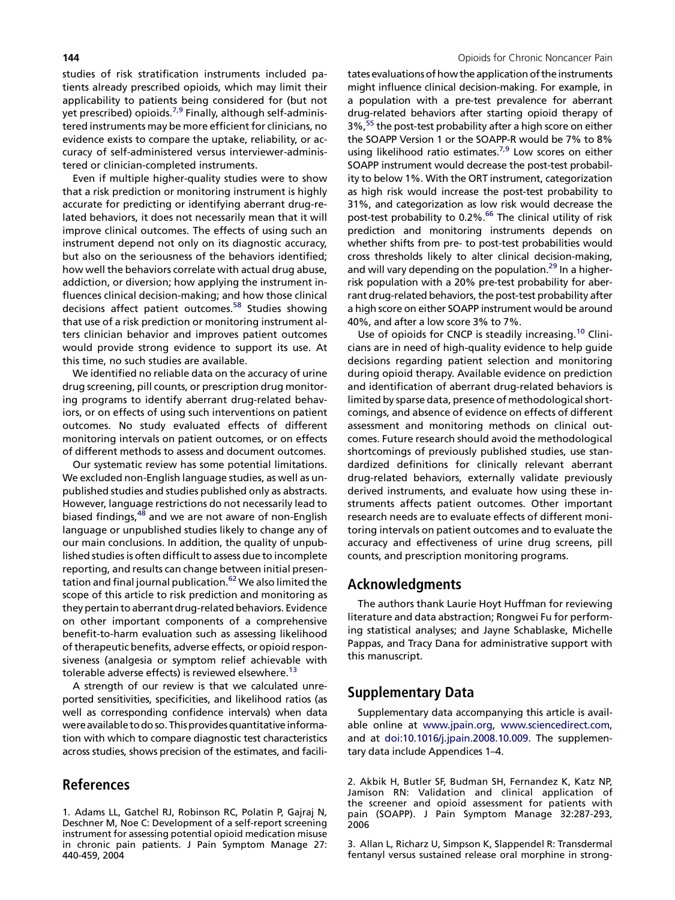studies of risk stratification instruments included patients already prescribed opioids, which may limit their applicability to patients being considered for (but not yet prescribed) opioids.[7,9] Finally, although self-administered instruments may be more efficient for clinicians, no evidence exists to compare the uptake, reliability, or accuracy of self-administered versus interviewer-administered or clinician-completed instruments.

Even if multiple higher-quality studies were to show that a risk prediction or monitoring instrument is highly accurate for predicting or identifying aberrant drug-related behaviors, it does not necessarily mean that it will improve clinical outcomes. The effects of using such an instrument depend not only on its diagnostic accuracy, but also on the seriousness of the behaviors identified; how well the behaviors correlate with actual drug abuse, addiction, or diversion; how applying the instrument influences clinical decision-making; and how those clinical decisions affect patient outcomes.[58] Studies showing that use of a risk prediction or monitoring instrument alters clinician behavior and improves patient outcomes would provide strong evidence to support its use. At this time, no such studies are available.

We identified no reliable data on the accuracy of urine drug screening, pill counts, or prescription drug monitoring programs to identify aberrant drug-related behaviors, or on effects of using such interventions on patient outcomes. No study evaluated effects of different monitoring intervals on patient outcomes, or on effects of different methods to assess and document outcomes.

Our systematic review has some potential limitations. We excluded non-English language studies, as well as unpublished studies and studies published only as abstracts. However, language restrictions do not necessarily lead to biased findings,[48] and we are not aware of non-English language or unpublished studies likely to change any of our main conclusions. In addition, the quality of unpublished studies is often difficult to assess due to incomplete reporting, and results can change between initial presentation and final journal publication.[62] We also limited the scope of this article to risk prediction and monitoring as they pertain to aberrant drug-related behaviors. Evidence on other important components of a comprehensive benefit-to-harm evaluation such as assessing likelihood of therapeutic benefits, adverse effects, or opioid responsiveness (analgesia or symptom relief achievable with tolerable adverse effects) is reviewed elsewhere.[13]

A strength of our review is that we calculated unreported sensitivities, specificities, and likelihood ratios (as well as corresponding confidence intervals) when data were available to do so. This provides quantitative information with which to compare diagnostic test characteristics across studies, shows precision of the estimates, and facilitates evaluations of how the application of the instruments might influence clinical decision-making. For example, in a population with a pre-test prevalence for aberrant drug-related behaviors after starting opioid therapy of 3%,[55] the post-test probability after a high score on either the SOAPP Version 1 or the SOAPP-R would be 7% to 8% using likelihood ratio estimates.[7,9] Low scores on either SOAPP instrument would decrease the post-test probability to below 1%. With the ORT instrument, categorization as high risk would increase the post-test probability to 31%, and categorization as low risk would decrease the post-test probability to 0.2%.[66] The clinical utility of risk prediction and monitoring instruments depends on whether shifts from pre- to post-test probabilities would cross thresholds likely to alter clinical decision-making, and will vary depending on the population.[29] In a higher-risk population with a 20% pre-test probability for aberrant drug-related behaviors, the post-test probability after a high score on either SOAPP instrument would be around 40%, and after a low score 3% to 7%.

Use of opioids for CNCP is steadily increasing.[10] Clinicians are in need of high-quality evidence to help guide decisions regarding patient selection and monitoring during opioid therapy. Available evidence on prediction and identification of aberrant drug-related behaviors is limited by sparse data, presence of methodological shortcomings, and absence of evidence on effects of different assessment and monitoring methods on clinical outcomes. Future research should avoid the methodological shortcomings of previously published studies, use standardized definitions for clinically relevant aberrant drug-related behaviors, externally validate previously derived instruments, and evaluate how using these instruments affects patient outcomes. Other important research needs are to evaluate effects of different monitoring intervals on patient outcomes and to evaluate the accuracy and effectiveness of urine drug screens, pill counts, and prescription monitoring programs.

## Acknowledgments

The authors thank Laurie Hoyt Huffman for reviewing literature and data abstraction; Rongwei Fu for performing statistical analyses; and Jayne Schablaske, Michelle Pappas, and Tracy Dana for administrative support with this manuscript.

## Supplementary Data

Supplementary data accompanying this article is available online at www.jpain.org, www.sciencedirect.com, and at doi:10.1016/j.jpain.2008.10.009. The supplementary data include Appendices 1–4.

## References

1. Adams LL, Gatchel RJ, Robinson RC, Polatin P, Gajraj N, Deschner M, Noe C: Development of a self-report screening instrument for assessing potential opioid medication misuse in chronic pain patients. J Pain Symptom Manage 27: 440-459, 2004

2. Akbik H, Butler SF, Budman SH, Fernandez K, Katz NP, Jamison RN: Validation and clinical application of the screener and opioid assessment for patients with pain (SOAPP). J Pain Symptom Manage 32:287-293, 2006

3. Allan L, Richarz U, Simpson K, Slappendel R: Transdermal fentanyl versus sustained release oral morphine in strong-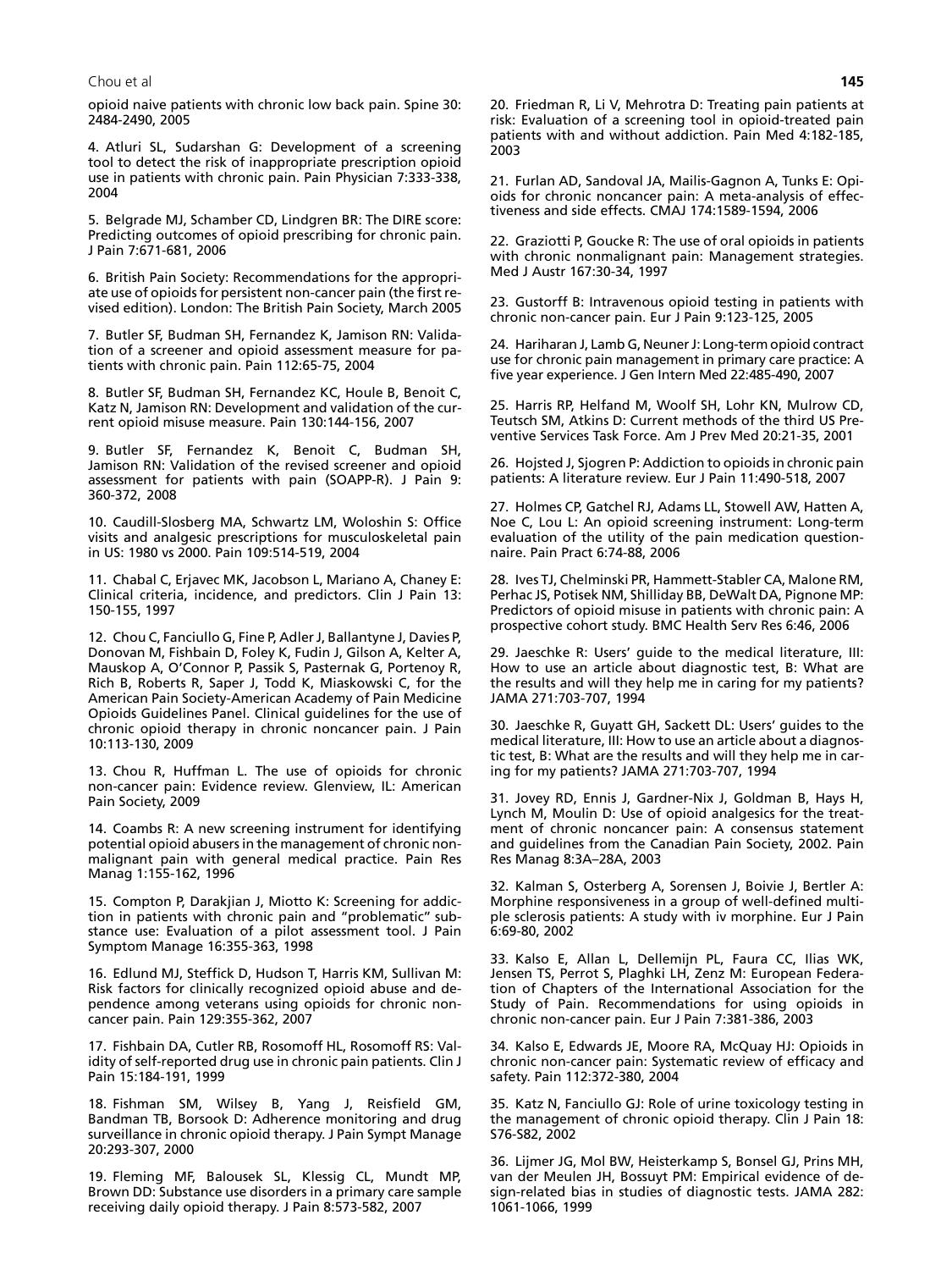opioid naive patients with chronic low back pain. Spine 30: 2484-2490, 2005

4. Atluri SL, Sudarshan G: Development of a screening tool to detect the risk of inappropriate prescription opioid use in patients with chronic pain. Pain Physician 7:333-338, 2004

5. Belgrade MJ, Schamber CD, Lindgren BR: The DIRE score: Predicting outcomes of opioid prescribing for chronic pain. J Pain 7:671-681, 2006

6. British Pain Society: Recommendations for the appropriate use of opioids for persistent non-cancer pain (the first revised edition). London: The British Pain Society, March 2005

7. Butler SF, Budman SH, Fernandez K, Jamison RN: Validation of a screener and opioid assessment measure for patients with chronic pain. Pain 112:65-75, 2004

8. Butler SF, Budman SH, Fernandez KC, Houle B, Benoit C, Katz N, Jamison RN: Development and validation of the current opioid misuse measure. Pain 130:144-156, 2007

9. Butler SF, Fernandez K, Benoit C, Budman SH, Jamison RN: Validation of the revised screener and opioid assessment for patients with pain (SOAPP-R). J Pain 9: 360-372, 2008

10. Caudill-Slosberg MA, Schwartz LM, Woloshin S: Office visits and analgesic prescriptions for musculoskeletal pain in US: 1980 vs 2000. Pain 109:514-519, 2004

11. Chabal C, Erjavec MK, Jacobson L, Mariano A, Chaney E: Clinical criteria, incidence, and predictors. Clin J Pain 13: 150-155, 1997

12. Chou C, Fanciullo G, Fine P, Adler J, Ballantyne J, Davies P, Donovan M, Fishbain D, Foley K, Fudin J, Gilson A, Kelter A, Mauskop A, O'Connor P, Passik S, Pasternak G, Portenoy R, Rich B, Roberts R, Saper J, Todd K, Miaskowski C, for the American Pain Society-American Academy of Pain Medicine Opioids Guidelines Panel. Clinical guidelines for the use of chronic opioid therapy in chronic noncancer pain. J Pain 10:113-130, 2009

13. Chou R, Huffman L. The use of opioids for chronic non-cancer pain: Evidence review. Glenview, IL: American Pain Society, 2009

14. Coambs R: A new screening instrument for identifying potential opioid abusers in the management of chronic nonmalignant pain with general medical practice. Pain Res Manag 1:155-162, 1996

15. Compton P, Darakjian J, Miotto K: Screening for addiction in patients with chronic pain and "problematic" substance use: Evaluation of a pilot assessment tool. J Pain Symptom Manage 16:355-363, 1998

16. Edlund MJ, Steffick D, Hudson T, Harris KM, Sullivan M: Risk factors for clinically recognized opioid abuse and dependence among veterans using opioids for chronic noncancer pain. Pain 129:355-362, 2007

17. Fishbain DA, Cutler RB, Rosomoff HL, Rosomoff RS: Validity of self-reported drug use in chronic pain patients. Clin J Pain 15:184-191, 1999

18. Fishman SM, Wilsey B, Yang J, Reisfield GM, Bandman TB, Borsook D: Adherence monitoring and drug surveillance in chronic opioid therapy. J Pain Sympt Manage 20:293-307, 2000

19. Fleming MF, Balousek SL, Klessig CL, Mundt MP, Brown DD: Substance use disorders in a primary care sample receiving daily opioid therapy. J Pain 8:573-582, 2007

20. Friedman R, Li V, Mehrotra D: Treating pain patients at risk: Evaluation of a screening tool in opioid-treated pain patients with and without addiction. Pain Med 4:182-185, 2003

21. Furlan AD, Sandoval JA, Mailis-Gagnon A, Tunks E: Opioids for chronic noncancer pain: A meta-analysis of effectiveness and side effects. CMAJ 174:1589-1594, 2006

22. Graziotti P, Goucke R: The use of oral opioids in patients with chronic nonmalignant pain: Management strategies. Med J Austr 167:30-34, 1997

23. Gustorff B: Intravenous opioid testing in patients with chronic non-cancer pain. Eur J Pain 9:123-125, 2005

24. Hariharan J, Lamb G, Neuner J: Long-term opioid contract use for chronic pain management in primary care practice: A five year experience. J Gen Intern Med 22:485-490, 2007

25. Harris RP, Helfand M, Woolf SH, Lohr KN, Mulrow CD, Teutsch SM, Atkins D: Current methods of the third US Preventive Services Task Force. Am J Prev Med 20:21-35, 2001

26. Hojsted J, Sjogren P: Addiction to opioids in chronic pain patients: A literature review. Eur J Pain 11:490-518, 2007

27. Holmes CP, Gatchel RJ, Adams LL, Stowell AW, Hatten A, Noe C, Lou L: An opioid screening instrument: Long-term evaluation of the utility of the pain medication questionnaire. Pain Pract 6:74-88, 2006

28. Ives TJ, Chelminski PR, Hammett-Stabler CA, Malone RM, Perhac JS, Potisek NM, Shilliday BB, DeWalt DA, Pignone MP: Predictors of opioid misuse in patients with chronic pain: A prospective cohort study. BMC Health Serv Res 6:46, 2006

29. Jaeschke R: Users' guide to the medical literature, III: How to use an article about diagnostic test, B: What are the results and will they help me in caring for my patients? JAMA 271:703-707, 1994

30. Jaeschke R, Guyatt GH, Sackett DL: Users' guides to the medical literature, III: How to use an article about a diagnostic test, B: What are the results and will they help me in caring for my patients? JAMA 271:703-707, 1994

31. Jovey RD, Ennis J, Gardner-Nix J, Goldman B, Hays H, Lynch M, Moulin D: Use of opioid analgesics for the treatment of chronic noncancer pain: A consensus statement and guidelines from the Canadian Pain Society, 2002. Pain Res Manag 8:3A–28A, 2003

32. Kalman S, Osterberg A, Sorensen J, Boivie J, Bertler A: Morphine responsiveness in a group of well-defined multiple sclerosis patients: A study with iv morphine. Eur J Pain 6:69-80, 2002

33. Kalso E, Allan L, Dellemijn PL, Faura CC, Ilias WK, Jensen TS, Perrot S, Plaghki LH, Zenz M: European Federation of Chapters of the International Association for the Study of Pain. Recommendations for using opioids in chronic non-cancer pain. Eur J Pain 7:381-386, 2003

34. Kalso E, Edwards JE, Moore RA, McQuay HJ: Opioids in chronic non-cancer pain: Systematic review of efficacy and safety. Pain 112:372-380, 2004

35. Katz N, Fanciullo GJ: Role of urine toxicology testing in the management of chronic opioid therapy. Clin J Pain 18: S76-S82, 2002

36. Lijmer JG, Mol BW, Heisterkamp S, Bonsel GJ, Prins MH, van der Meulen JH, Bossuyt PM: Empirical evidence of design-related bias in studies of diagnostic tests. JAMA 282: 1061-1066, 1999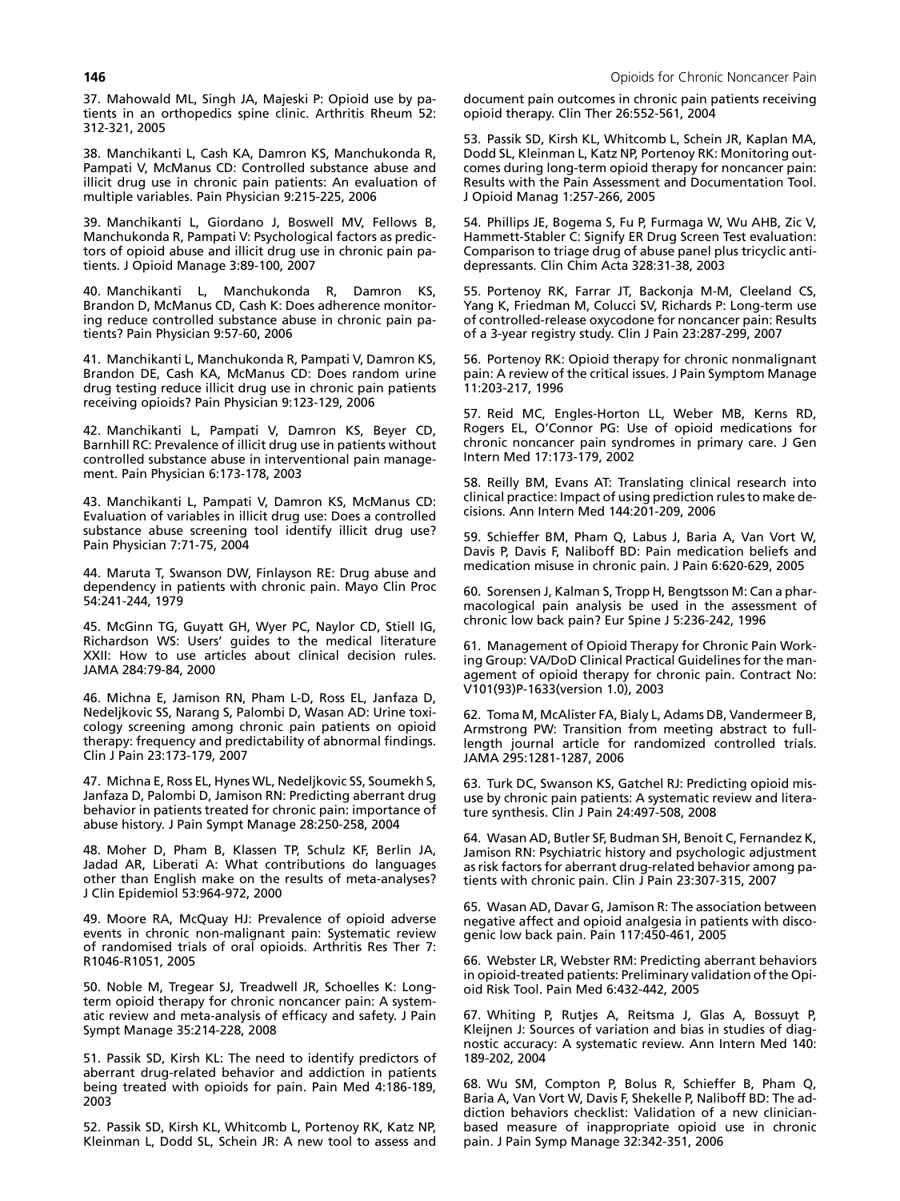37. Mahowald ML, Singh JA, Majeski P: Opioid use by patients in an orthopedics spine clinic. Arthritis Rheum 52: 312-321, 2005

38. Manchikanti L, Cash KA, Damron KS, Manchukonda R, Pampati V, McManus CD: Controlled substance abuse and illicit drug use in chronic pain patients: An evaluation of multiple variables. Pain Physician 9:215-225, 2006

39. Manchikanti L, Giordano J, Boswell MV, Fellows B, Manchukonda R, Pampati V: Psychological factors as predictors of opioid abuse and illicit drug use in chronic pain patients. J Opioid Manage 3:89-100, 2007

40. Manchikanti L, Manchukonda R, Damron KS, Brandon D, McManus CD, Cash K: Does adherence monitoring reduce controlled substance abuse in chronic pain patients? Pain Physician 9:57-60, 2006

41. Manchikanti L, Manchukonda R, Pampati V, Damron KS, Brandon DE, Cash KA, McManus CD: Does random urine drug testing reduce illicit drug use in chronic pain patients receiving opioids? Pain Physician 9:123-129, 2006

42. Manchikanti L, Pampati V, Damron KS, Beyer CD, Barnhill RC: Prevalence of illicit drug use in patients without controlled substance abuse in interventional pain management. Pain Physician 6:173-178, 2003

43. Manchikanti L, Pampati V, Damron KS, McManus CD: Evaluation of variables in illicit drug use: Does a controlled substance abuse screening tool identify illicit drug use? Pain Physician 7:71-75, 2004

44. Maruta T, Swanson DW, Finlayson RE: Drug abuse and dependency in patients with chronic pain. Mayo Clin Proc 54:241-244, 1979

45. McGinn TG, Guyatt GH, Wyer PC, Naylor CD, Stiell IG, Richardson WS: Users' guides to the medical literature XXII: How to use articles about clinical decision rules. JAMA 284:79-84, 2000

46. Michna E, Jamison RN, Pham L-D, Ross EL, Janfaza D, Nedeljkovic SS, Narang S, Palombi D, Wasan AD: Urine toxicology screening among chronic pain patients on opioid therapy: frequency and predictability of abnormal findings. Clin J Pain 23:173-179, 2007

47. Michna E, Ross EL, Hynes WL, Nedeljkovic SS, Soumekh S, Janfaza D, Palombi D, Jamison RN: Predicting aberrant drug behavior in patients treated for chronic pain: importance of abuse history. J Pain Sympt Manage 28:250-258, 2004

48. Moher D, Pham B, Klassen TP, Schulz KF, Berlin JA, Jadad AR, Liberati A: What contributions do languages other than English make on the results of meta-analyses? J Clin Epidemiol 53:964-972, 2000

49. Moore RA, McQuay HJ: Prevalence of opioid adverse events in chronic non-malignant pain: Systematic review of randomised trials of oral opioids. Arthritis Res Ther 7: R1046-R1051, 2005

50. Noble M, Tregear SJ, Treadwell JR, Schoelles K: Long-term opioid therapy for chronic noncancer pain: A systematic review and meta-analysis of efficacy and safety. J Pain Sympt Manage 35:214-228, 2008

51. Passik SD, Kirsh KL: The need to identify predictors of aberrant drug-related behavior and addiction in patients being treated with opioids for pain. Pain Med 4:186-189, 2003

52. Passik SD, Kirsh KL, Whitcomb L, Portenoy RK, Katz NP, Kleinman L, Dodd SL, Schein JR: A new tool to assess and document pain outcomes in chronic pain patients receiving opioid therapy. Clin Ther 26:552-561, 2004

53. Passik SD, Kirsh KL, Whitcomb L, Schein JR, Kaplan MA, Dodd SL, Kleinman L, Katz NP, Portenoy RK: Monitoring outcomes during long-term opioid therapy for noncancer pain: Results with the Pain Assessment and Documentation Tool. J Opioid Manag 1:257-266, 2005

54. Phillips JE, Bogema S, Fu P, Furmaga W, Wu AHB, Zic V, Hammett-Stabler C: Signify ER Drug Screen Test evaluation: Comparison to triage drug of abuse panel plus tricyclic antidepressants. Clin Chim Acta 328:31-38, 2003

55. Portenoy RK, Farrar JT, Backonja M-M, Cleeland CS, Yang K, Friedman M, Colucci SV, Richards P: Long-term use of controlled-release oxycodone for noncancer pain: Results of a 3-year registry study. Clin J Pain 23:287-299, 2007

56. Portenoy RK: Opioid therapy for chronic nonmalignant pain: A review of the critical issues. J Pain Symptom Manage 11:203-217, 1996

57. Reid MC, Engles-Horton LL, Weber MB, Kerns RD, Rogers EL, O'Connor PG: Use of opioid medications for chronic noncancer pain syndromes in primary care. J Gen Intern Med 17:173-179, 2002

58. Reilly BM, Evans AT: Translating clinical research into clinical practice: Impact of using prediction rules to make decisions. Ann Intern Med 144:201-209, 2006

59. Schieffer BM, Pham Q, Labus J, Baria A, Van Vort W, Davis P, Davis F, Naliboff BD: Pain medication beliefs and medication misuse in chronic pain. J Pain 6:620-629, 2005

60. Sorensen J, Kalman S, Tropp H, Bengtsson M: Can a pharmacological pain analysis be used in the assessment of chronic low back pain? Eur Spine J 5:236-242, 1996

61. Management of Opioid Therapy for Chronic Pain Working Group: VA/DoD Clinical Practical Guidelines for the management of opioid therapy for chronic pain. Contract No: V101(93)P-1633(version 1.0), 2003

62. Toma M, McAlister FA, Bialy L, Adams DB, Vandermeer B, Armstrong PW: Transition from meeting abstract to full-length journal article for randomized controlled trials. JAMA 295:1281-1287, 2006

63. Turk DC, Swanson KS, Gatchel RJ: Predicting opioid misuse by chronic pain patients: A systematic review and literature synthesis. Clin J Pain 24:497-508, 2008

64. Wasan AD, Butler SF, Budman SH, Benoit C, Fernandez K, Jamison RN: Psychiatric history and psychologic adjustment as risk factors for aberrant drug-related behavior among patients with chronic pain. Clin J Pain 23:307-315, 2007

65. Wasan AD, Davar G, Jamison R: The association between negative affect and opioid analgesia in patients with discogenic low back pain. Pain 117:450-461, 2005

66. Webster LR, Webster RM: Predicting aberrant behaviors in opioid-treated patients: Preliminary validation of the Opioid Risk Tool. Pain Med 6:432-442, 2005

67. Whiting P, Rutjes A, Reitsma J, Glas A, Bossuyt P, Kleijnen J: Sources of variation and bias in studies of diagnostic accuracy: A systematic review. Ann Intern Med 140: 189-202, 2004

68. Wu SM, Compton P, Bolus R, Schieffer B, Pham Q, Baria A, Van Vort W, Davis F, Shekelle P, Naliboff BD: The addiction behaviors checklist: Validation of a new clinician-based measure of inappropriate opioid use in chronic pain. J Pain Symp Manage 32:342-351, 2006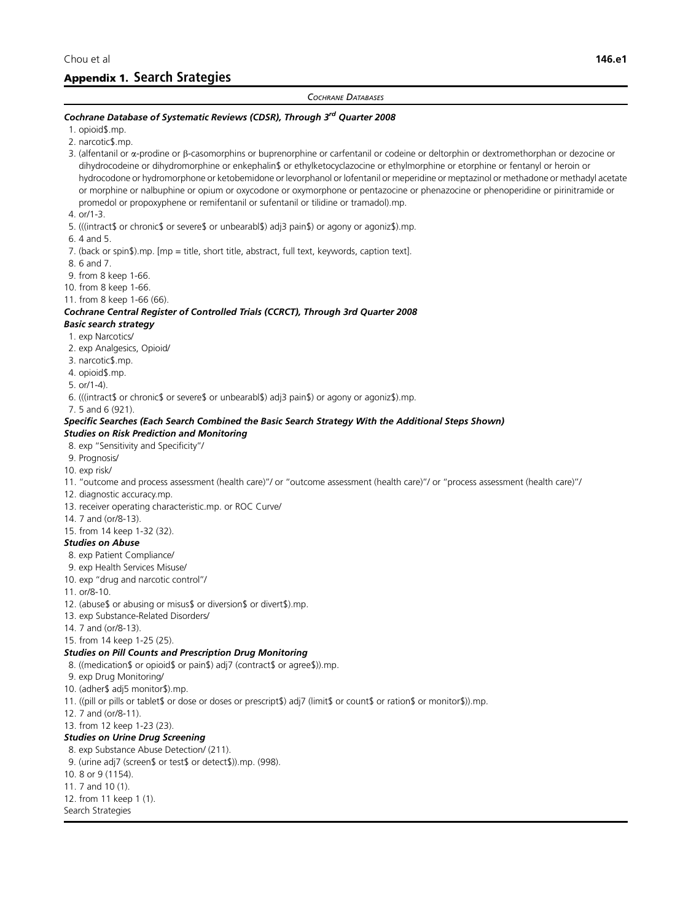## Appendix 1. Search Srategies

*COCHRANE DATABASES*

***Cochrane Database of Systematic Reviews (CDSR), Through 3rd Quarter 2008***

1. opioid$.mp.
2. narcotic$.mp.
3. (alfentanil or α-prodine or β-casomorphins or buprenorphine or carfentanil or codeine or deltorphin or dextromethorphan or dezocine or dihydrocodeine or dihydromorphine or enkephalin$ or ethylketocyclazocine or ethylmorphine or etorphine or fentanyl or heroin or hydrocodone or hydromorphone or ketobemidone or levorphanol or lofentanil or meperidine or meptazinol or methadone or methadyl acetate or morphine or nalbuphine or opium or oxycodone or oxymorphone or pentazocine or phenazocine or phenoperidine or pirinitramide or promedol or propoxyphene or remifentanil or sufentanil or tilidine or tramadol).mp.
4. or/1-3.
5. (((intract$ or chronic$ or severe$ or unbearabl$) adj3 pain$) or agony or agoniz$).mp.
6. 4 and 5.
7. (back or spin$).mp. [mp = title, short title, abstract, full text, keywords, caption text].
8. 6 and 7.
9. from 8 keep 1-66.
10. from 8 keep 1-66.
11. from 8 keep 1-66 (66).

***Cochrane Central Register of Controlled Trials (CCRCT), Through 3rd Quarter 2008***

***Basic search strategy***

1. exp Narcotics/
2. exp Analgesics, Opioid/
3. narcotic$.mp.
4. opioid$.mp.
5. or/1-4).
6. (((intract$ or chronic$ or severe$ or unbearabl$) adj3 pain$) or agony or agoniz$).mp.
7. 5 and 6 (921).

***Specific Searches (Each Search Combined the Basic Search Strategy With the Additional Steps Shown)***

***Studies on Risk Prediction and Monitoring***

8. exp "Sensitivity and Specificity"/
9. Prognosis/
10. exp risk/
11. "outcome and process assessment (health care)"/ or "outcome assessment (health care)"/ or "process assessment (health care)"/
12. diagnostic accuracy.mp.
13. receiver operating characteristic.mp. or ROC Curve/
14. 7 and (or/8-13).
15. from 14 keep 1-32 (32).

***Studies on Abuse***

8. exp Patient Compliance/
9. exp Health Services Misuse/
10. exp "drug and narcotic control"/
11. or/8-10.
12. (abuse$ or abusing or misus$ or diversion$ or divert$).mp.
13. exp Substance-Related Disorders/
14. 7 and (or/8-13).
15. from 14 keep 1-25 (25).

***Studies on Pill Counts and Prescription Drug Monitoring***

8. ((medication$ or opioid$ or pain$) adj7 (contract$ or agree$)).mp.
9. exp Drug Monitoring/
10. (adher$ adj5 monitor$).mp.
11. ((pill or pills or tablet$ or dose or doses or prescript$) adj7 (limit$ or count$ or ration$ or monitor$)).mp.
12. 7 and (or/8-11).
13. from 12 keep 1-23 (23).

***Studies on Urine Drug Screening***

8. exp Substance Abuse Detection/ (211).
9. (urine adj7 (screen$ or test$ or detect$)).mp. (998).
10. 8 or 9 (1154).
11. 7 and 10 (1).
12. from 11 keep 1 (1).

Search Strategies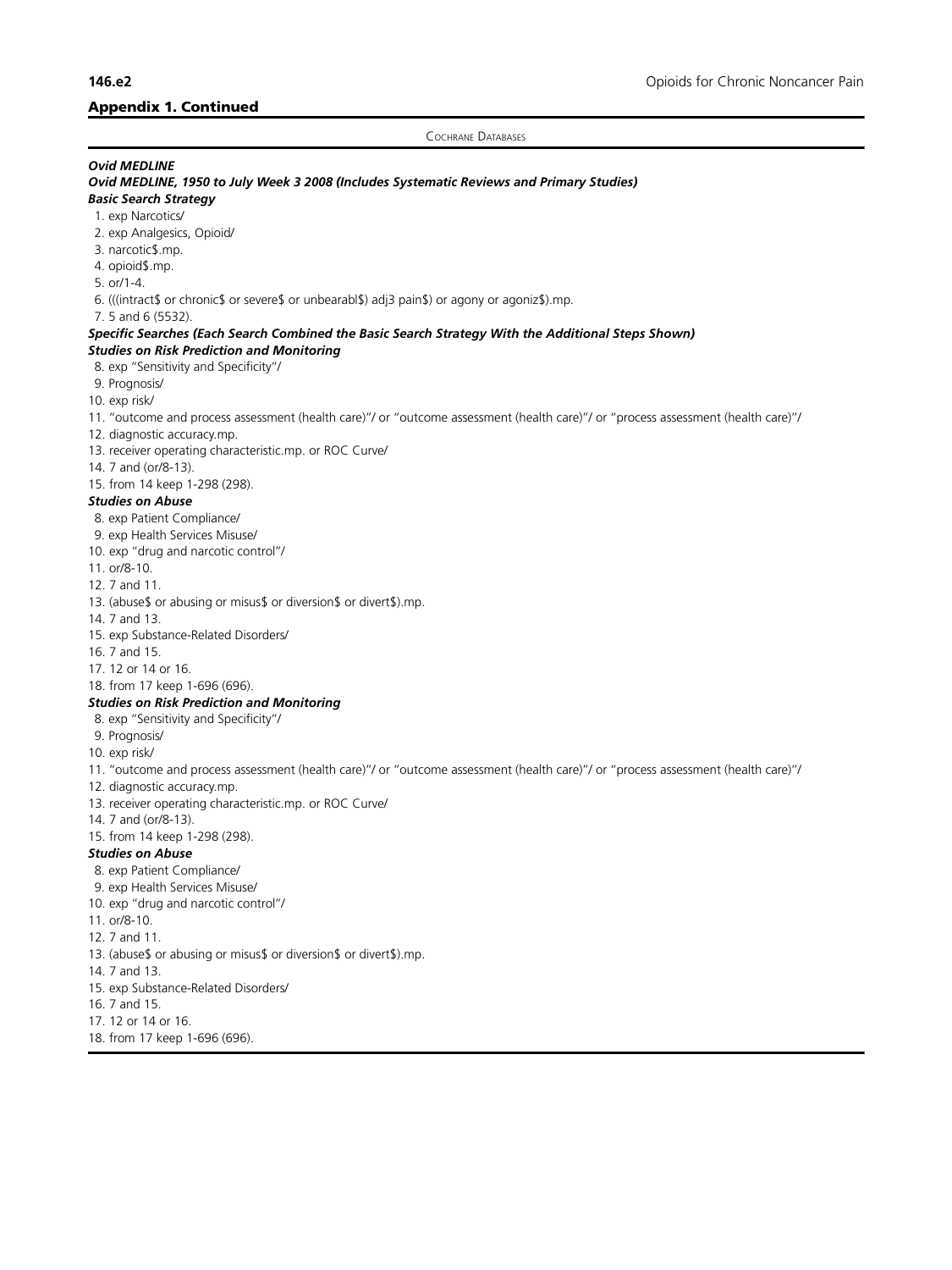## Appendix 1. Continued

COCHRANE DATABASES

***Ovid MEDLINE***

***Ovid MEDLINE, 1950 to July Week 3 2008 (Includes Systematic Reviews and Primary Studies)***

***Basic Search Strategy***

1. exp Narcotics/
2. exp Analgesics, Opioid/
3. narcotic$.mp.
4. opioid$.mp.
5. or/1-4.
6. (((intract$ or chronic$ or severe$ or unbearabl$) adj3 pain$) or agony or agoniz$).mp.
7. 5 and 6 (5532).

***Specific Searches (Each Search Combined the Basic Search Strategy With the Additional Steps Shown)***

***Studies on Risk Prediction and Monitoring***

8. exp "Sensitivity and Specificity"/
9. Prognosis/
10. exp risk/
11. "outcome and process assessment (health care)"/ or "outcome assessment (health care)"/ or "process assessment (health care)"/
12. diagnostic accuracy.mp.
13. receiver operating characteristic.mp. or ROC Curve/
14. 7 and (or/8-13).
15. from 14 keep 1-298 (298).

***Studies on Abuse***

8. exp Patient Compliance/
9. exp Health Services Misuse/
10. exp "drug and narcotic control"/
11. or/8-10.
12. 7 and 11.
13. (abuse$ or abusing or misus$ or diversion$ or divert$).mp.
14. 7 and 13.
15. exp Substance-Related Disorders/
16. 7 and 15.
17. 12 or 14 or 16.
18. from 17 keep 1-696 (696).

***Studies on Risk Prediction and Monitoring***

8. exp "Sensitivity and Specificity"/
9. Prognosis/
10. exp risk/
11. "outcome and process assessment (health care)"/ or "outcome assessment (health care)"/ or "process assessment (health care)"/
12. diagnostic accuracy.mp.
13. receiver operating characteristic.mp. or ROC Curve/
14. 7 and (or/8-13).
15. from 14 keep 1-298 (298).

***Studies on Abuse***

8. exp Patient Compliance/
9. exp Health Services Misuse/
10. exp "drug and narcotic control"/
11. or/8-10.
12. 7 and 11.
13. (abuse$ or abusing or misus$ or diversion$ or divert$).mp.
14. 7 and 13.
15. exp Substance-Related Disorders/
16. 7 and 15.
17. 12 or 14 or 16.
18. from 17 keep 1-696 (696).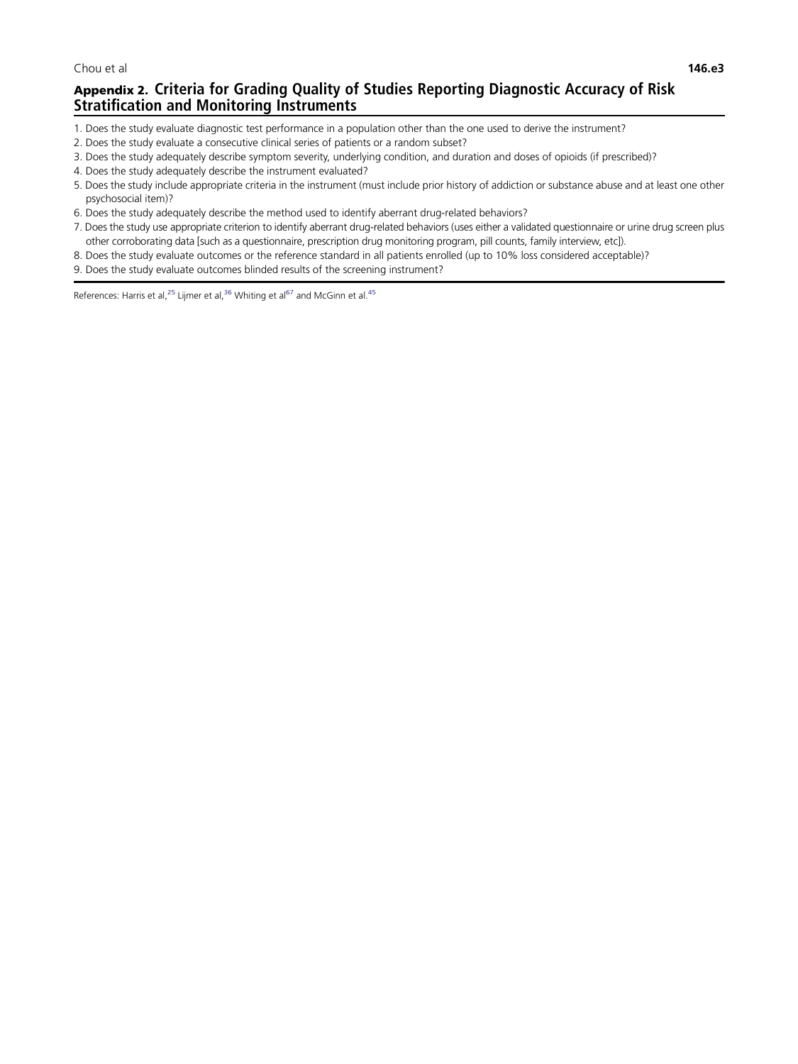## Appendix 2. Criteria for Grading Quality of Studies Reporting Diagnostic Accuracy of Risk Stratification and Monitoring Instruments

1. Does the study evaluate diagnostic test performance in a population other than the one used to derive the instrument?
2. Does the study evaluate a consecutive clinical series of patients or a random subset?
3. Does the study adequately describe symptom severity, underlying condition, and duration and doses of opioids (if prescribed)?
4. Does the study adequately describe the instrument evaluated?
5. Does the study include appropriate criteria in the instrument (must include prior history of addiction or substance abuse and at least one other psychosocial item)?
6. Does the study adequately describe the method used to identify aberrant drug-related behaviors?
7. Does the study use appropriate criterion to identify aberrant drug-related behaviors (uses either a validated questionnaire or urine drug screen plus other corroborating data [such as a questionnaire, prescription drug monitoring program, pill counts, family interview, etc]).
8. Does the study evaluate outcomes or the reference standard in all patients enrolled (up to 10% loss considered acceptable)?
9. Does the study evaluate outcomes blinded results of the screening instrument?

References: Harris et al,[25] Lijmer et al,[36] Whiting et al[67] and McGinn et al.[45]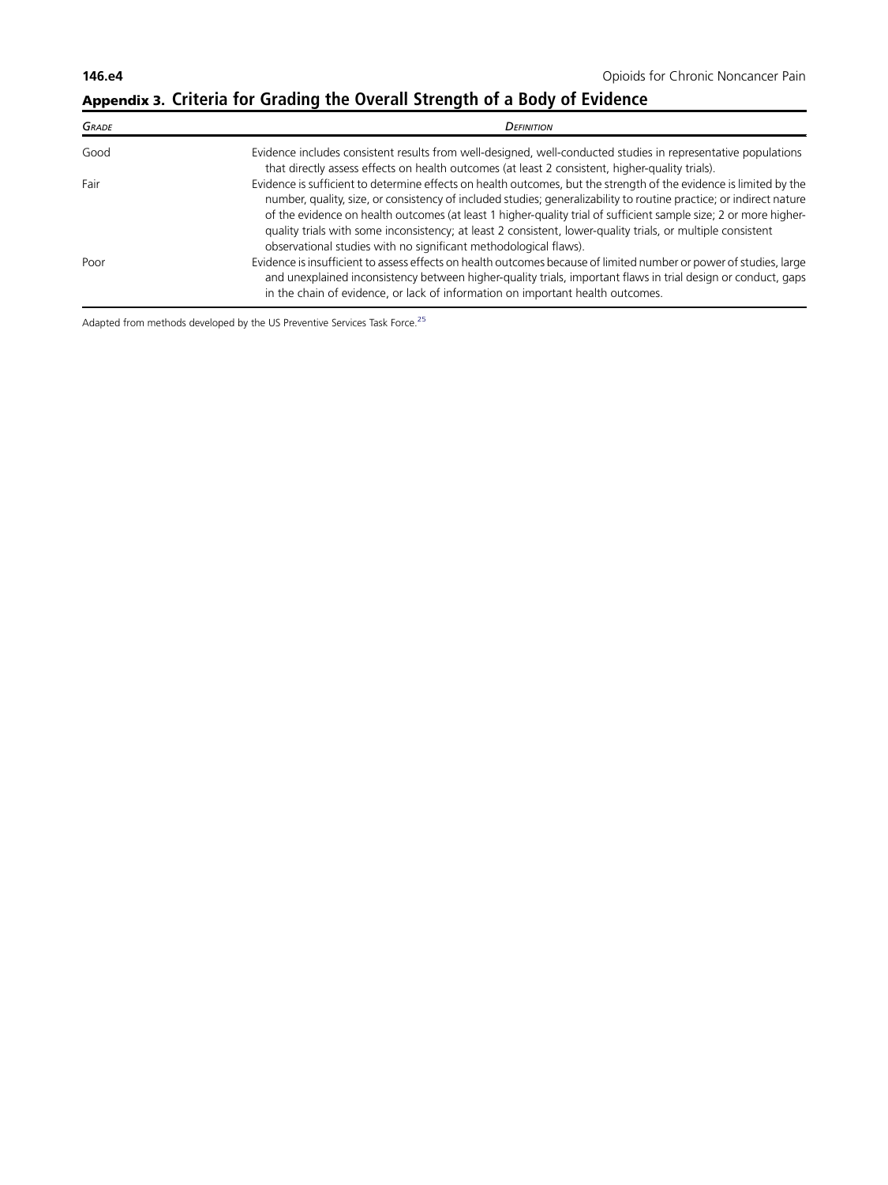## Appendix 3. Criteria for Grading the Overall Strength of a Body of Evidence

| *Grade* | *Definition* |
| --- | --- |
| Good | Evidence includes consistent results from well-designed, well-conducted studies in representative populations that directly assess effects on health outcomes (at least 2 consistent, higher-quality trials). |
| Fair | Evidence is sufficient to determine effects on health outcomes, but the strength of the evidence is limited by the number, quality, size, or consistency of included studies; generalizability to routine practice; or indirect nature of the evidence on health outcomes (at least 1 higher-quality trial of sufficient sample size; 2 or more higher-quality trials with some inconsistency; at least 2 consistent, lower-quality trials, or multiple consistent observational studies with no significant methodological flaws). |
| Poor | Evidence is insufficient to assess effects on health outcomes because of limited number or power of studies, large and unexplained inconsistency between higher-quality trials, important flaws in trial design or conduct, gaps in the chain of evidence, or lack of information on important health outcomes. |

Adapted from methods developed by the US Preventive Services Task Force.[25]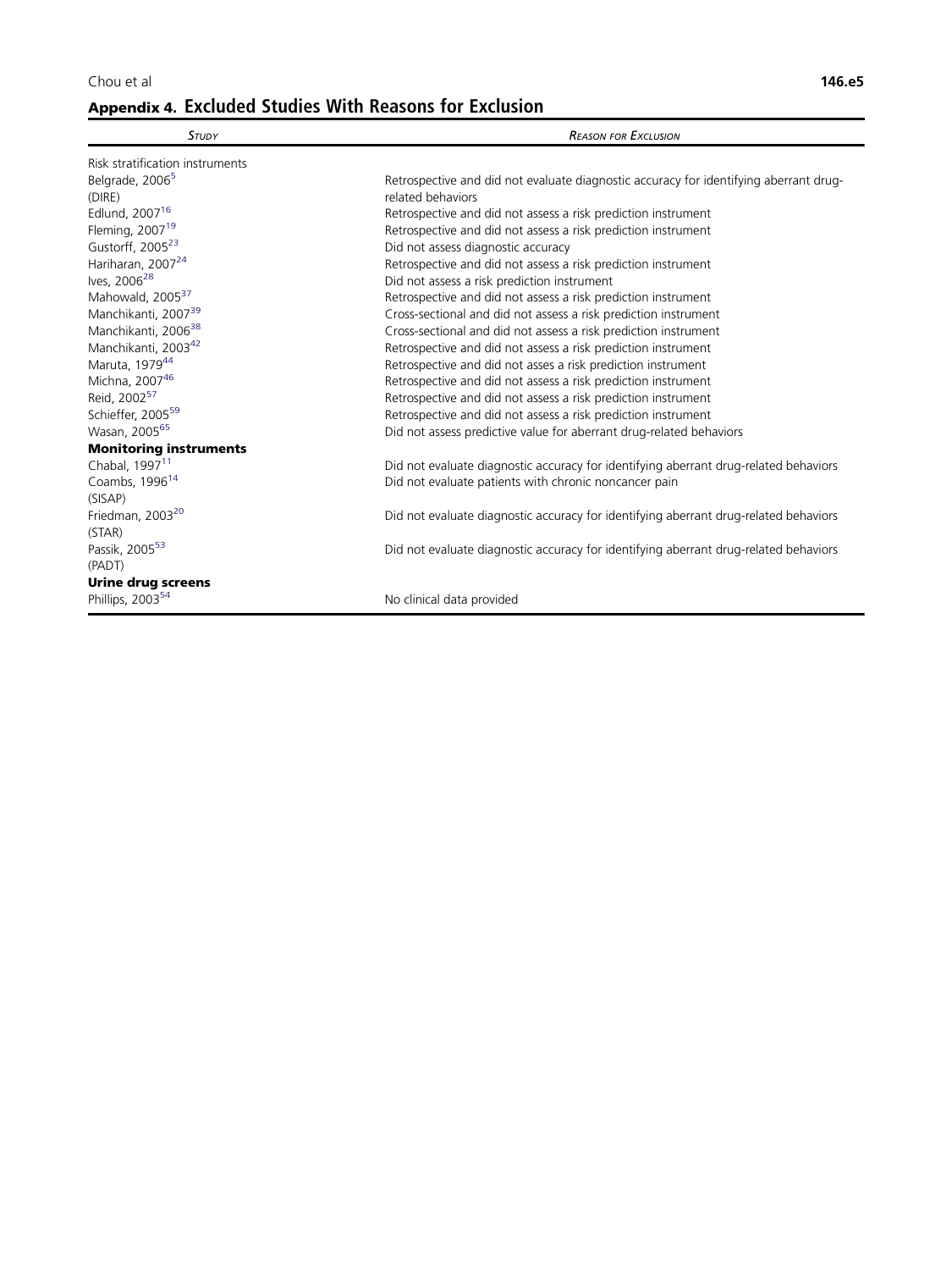## Appendix 4. Excluded Studies With Reasons for Exclusion

| Study | Reason for Exclusion |
|---|---|
| Risk stratification instruments | |
| Belgrade, 2006[5] (DIRE) | Retrospective and did not evaluate diagnostic accuracy for identifying aberrant drug-related behaviors |
| Edlund, 2007[16] | Retrospective and did not assess a risk prediction instrument |
| Fleming, 2007[19] | Retrospective and did not assess a risk prediction instrument |
| Gustorff, 2005[23] | Did not assess diagnostic accuracy |
| Hariharan, 2007[24] | Retrospective and did not assess a risk prediction instrument |
| Ives, 2006[28] | Did not assess a risk prediction instrument |
| Mahowald, 2005[37] | Retrospective and did not assess a risk prediction instrument |
| Manchikanti, 2007[39] | Cross-sectional and did not assess a risk prediction instrument |
| Manchikanti, 2006[38] | Cross-sectional and did not assess a risk prediction instrument |
| Manchikanti, 2003[42] | Retrospective and did not assess a risk prediction instrument |
| Maruta, 1979[44] | Retrospective and did not asses a risk prediction instrument |
| Michna, 2007[46] | Retrospective and did not assess a risk prediction instrument |
| Reid, 2002[57] | Retrospective and did not assess a risk prediction instrument |
| Schieffer, 2005[59] | Retrospective and did not assess a risk prediction instrument |
| Wasan, 2005[65] | Did not assess predictive value for aberrant drug-related behaviors |
| **Monitoring instruments** | |
| Chabal, 1997[11] | Did not evaluate diagnostic accuracy for identifying aberrant drug-related behaviors |
| Coambs, 1996[14] (SISAP) | Did not evaluate patients with chronic noncancer pain |
| Friedman, 2003[20] (STAR) | Did not evaluate diagnostic accuracy for identifying aberrant drug-related behaviors |
| Passik, 2005[53] (PADT) | Did not evaluate diagnostic accuracy for identifying aberrant drug-related behaviors |
| **Urine drug screens** | |
| Phillips, 2003[54] | No clinical data provided |